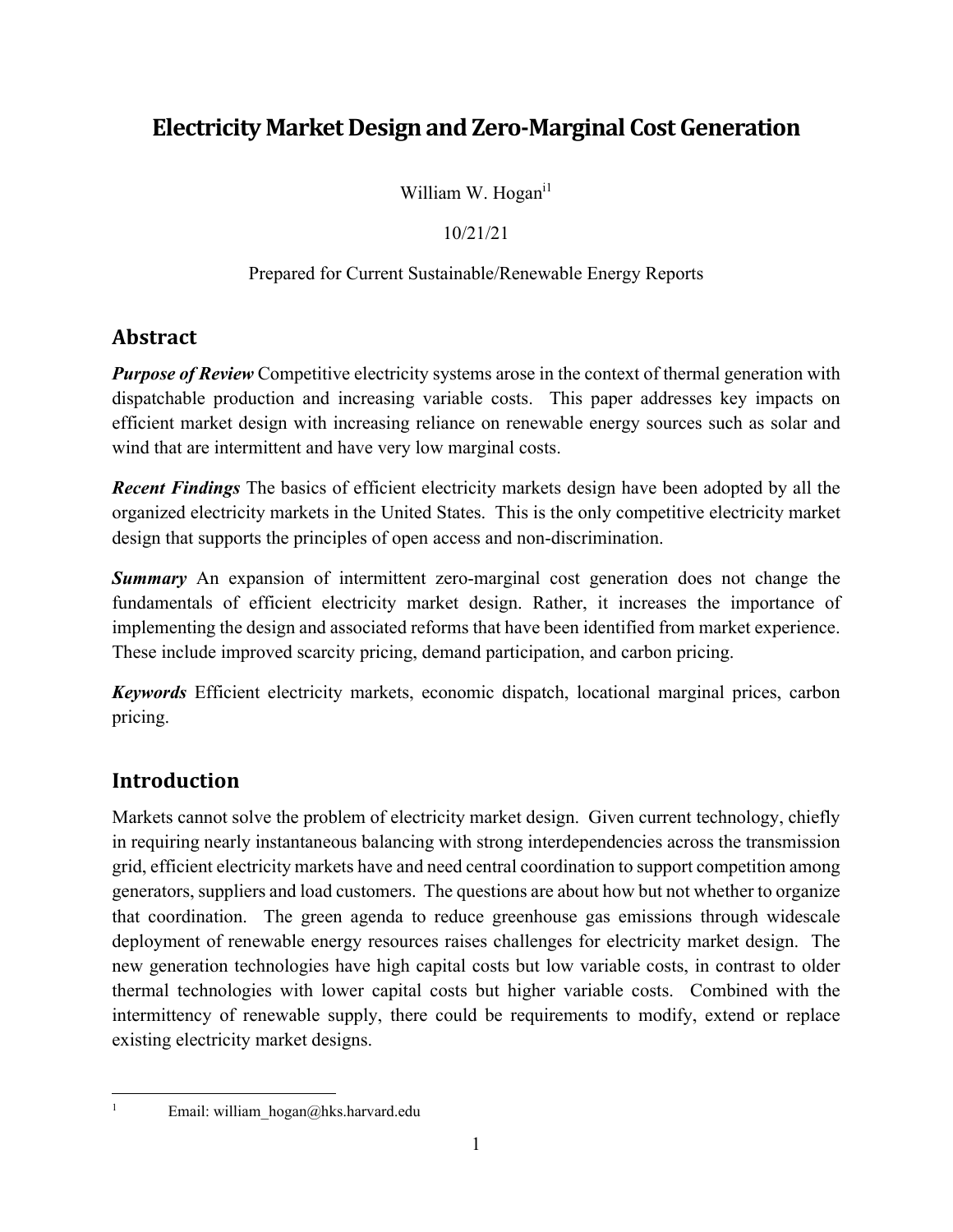# Electricity Market Design and Zero-Marginal Cost Generation

William W. Hogan[i1]

10/21/21

Prepared for Current Sustainable/Renewable Energy Reports

## Abstract

***Purpose of Review*** Competitive electricity systems arose in the context of thermal generation with dispatchable production and increasing variable costs. This paper addresses key impacts on efficient market design with increasing reliance on renewable energy sources such as solar and wind that are intermittent and have very low marginal costs.

***Recent Findings*** The basics of efficient electricity markets design have been adopted by all the organized electricity markets in the United States. This is the only competitive electricity market design that supports the principles of open access and non-discrimination.

***Summary*** An expansion of intermittent zero-marginal cost generation does not change the fundamentals of efficient electricity market design. Rather, it increases the importance of implementing the design and associated reforms that have been identified from market experience. These include improved scarcity pricing, demand participation, and carbon pricing.

***Keywords*** Efficient electricity markets, economic dispatch, locational marginal prices, carbon pricing.

## Introduction

Markets cannot solve the problem of electricity market design. Given current technology, chiefly in requiring nearly instantaneous balancing with strong interdependencies across the transmission grid, efficient electricity markets have and need central coordination to support competition among generators, suppliers and load customers. The questions are about how but not whether to organize that coordination. The green agenda to reduce greenhouse gas emissions through widescale deployment of renewable energy resources raises challenges for electricity market design. The new generation technologies have high capital costs but low variable costs, in contrast to older thermal technologies with lower capital costs but higher variable costs. Combined with the intermittency of renewable supply, there could be requirements to modify, extend or replace existing electricity market designs.

[1] Email: william_hogan@hks.harvard.edu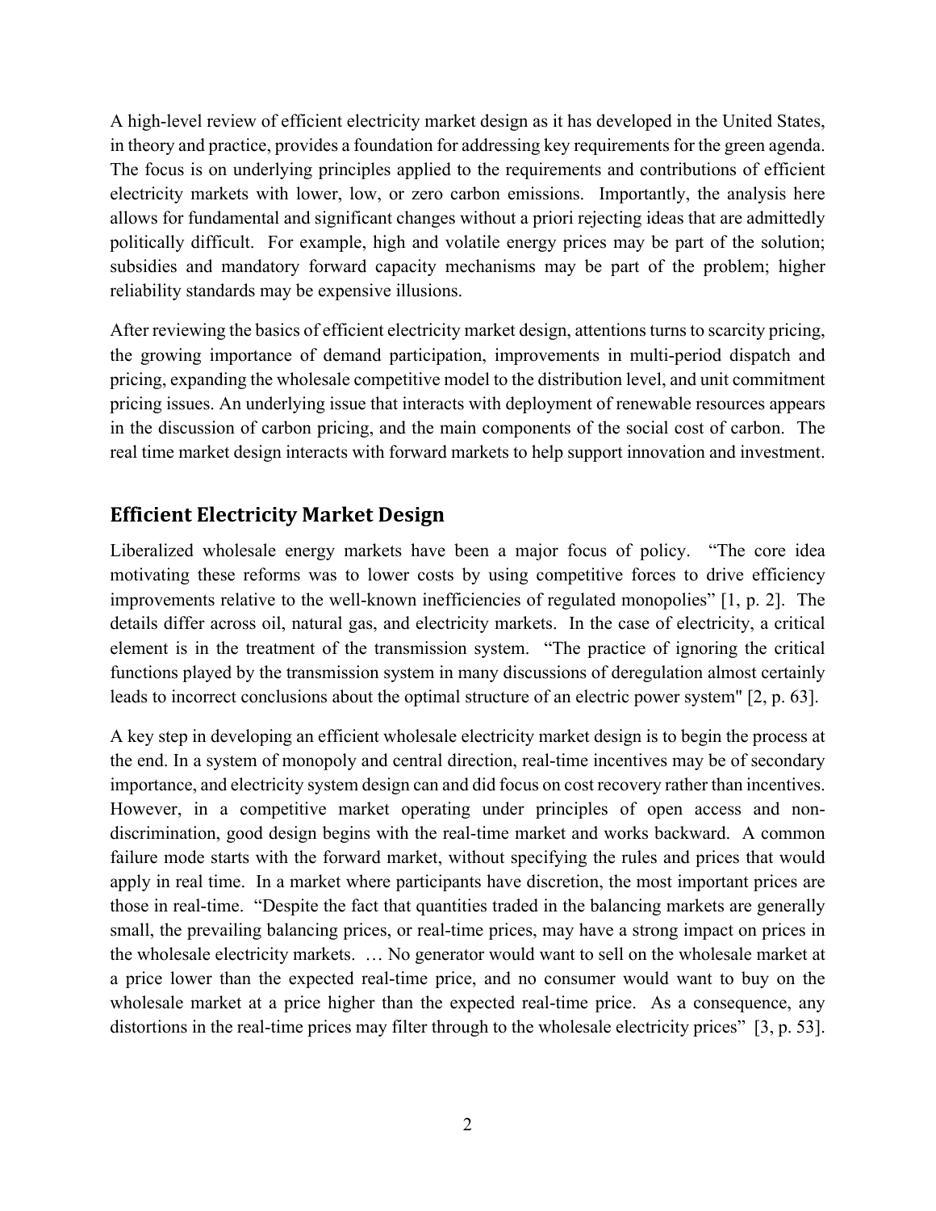A high-level review of efficient electricity market design as it has developed in the United States, in theory and practice, provides a foundation for addressing key requirements for the green agenda. The focus is on underlying principles applied to the requirements and contributions of efficient electricity markets with lower, low, or zero carbon emissions. Importantly, the analysis here allows for fundamental and significant changes without a priori rejecting ideas that are admittedly politically difficult. For example, high and volatile energy prices may be part of the solution; subsidies and mandatory forward capacity mechanisms may be part of the problem; higher reliability standards may be expensive illusions.

After reviewing the basics of efficient electricity market design, attentions turns to scarcity pricing, the growing importance of demand participation, improvements in multi-period dispatch and pricing, expanding the wholesale competitive model to the distribution level, and unit commitment pricing issues. An underlying issue that interacts with deployment of renewable resources appears in the discussion of carbon pricing, and the main components of the social cost of carbon. The real time market design interacts with forward markets to help support innovation and investment.

## Efficient Electricity Market Design

Liberalized wholesale energy markets have been a major focus of policy. "The core idea motivating these reforms was to lower costs by using competitive forces to drive efficiency improvements relative to the well-known inefficiencies of regulated monopolies" [1, p. 2]. The details differ across oil, natural gas, and electricity markets. In the case of electricity, a critical element is in the treatment of the transmission system. "The practice of ignoring the critical functions played by the transmission system in many discussions of deregulation almost certainly leads to incorrect conclusions about the optimal structure of an electric power system" [2, p. 63].

A key step in developing an efficient wholesale electricity market design is to begin the process at the end. In a system of monopoly and central direction, real-time incentives may be of secondary importance, and electricity system design can and did focus on cost recovery rather than incentives. However, in a competitive market operating under principles of open access and non-discrimination, good design begins with the real-time market and works backward. A common failure mode starts with the forward market, without specifying the rules and prices that would apply in real time. In a market where participants have discretion, the most important prices are those in real-time. "Despite the fact that quantities traded in the balancing markets are generally small, the prevailing balancing prices, or real-time prices, may have a strong impact on prices in the wholesale electricity markets. … No generator would want to sell on the wholesale market at a price lower than the expected real-time price, and no consumer would want to buy on the wholesale market at a price higher than the expected real-time price. As a consequence, any distortions in the real-time prices may filter through to the wholesale electricity prices" [3, p. 53].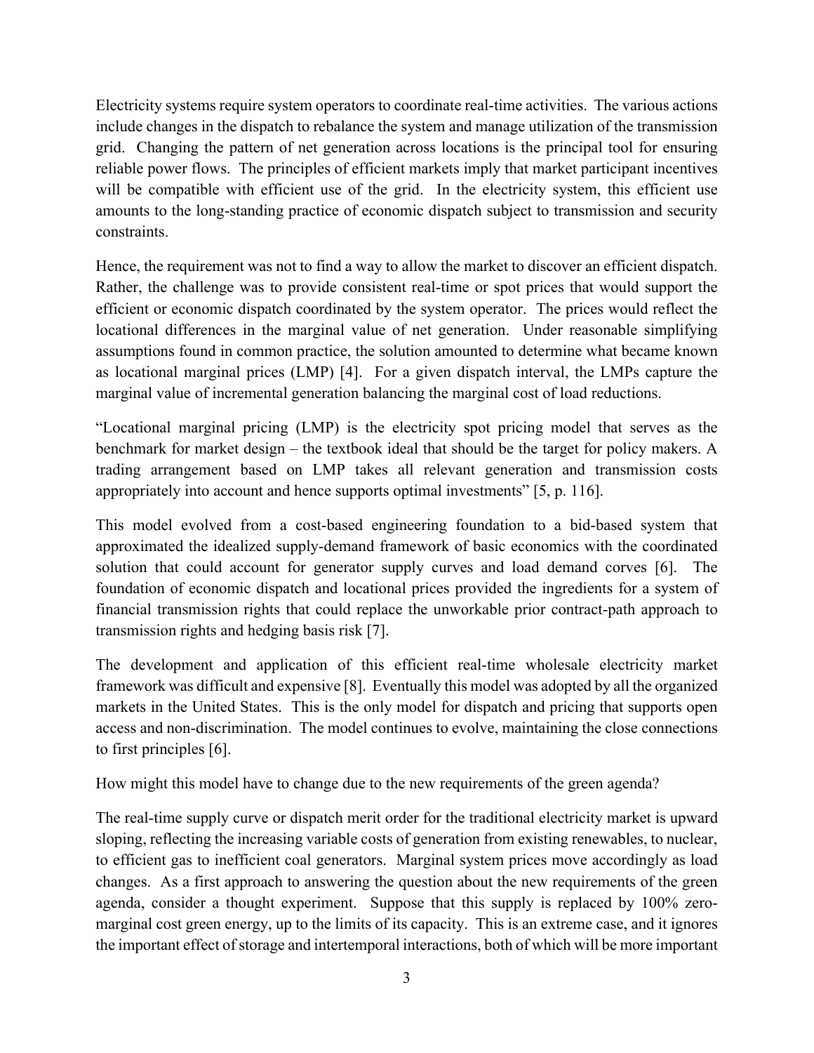Electricity systems require system operators to coordinate real-time activities. The various actions include changes in the dispatch to rebalance the system and manage utilization of the transmission grid. Changing the pattern of net generation across locations is the principal tool for ensuring reliable power flows. The principles of efficient markets imply that market participant incentives will be compatible with efficient use of the grid. In the electricity system, this efficient use amounts to the long-standing practice of economic dispatch subject to transmission and security constraints.

Hence, the requirement was not to find a way to allow the market to discover an efficient dispatch. Rather, the challenge was to provide consistent real-time or spot prices that would support the efficient or economic dispatch coordinated by the system operator. The prices would reflect the locational differences in the marginal value of net generation. Under reasonable simplifying assumptions found in common practice, the solution amounted to determine what became known as locational marginal prices (LMP) [4]. For a given dispatch interval, the LMPs capture the marginal value of incremental generation balancing the marginal cost of load reductions.

"Locational marginal pricing (LMP) is the electricity spot pricing model that serves as the benchmark for market design – the textbook ideal that should be the target for policy makers. A trading arrangement based on LMP takes all relevant generation and transmission costs appropriately into account and hence supports optimal investments" [5, p. 116].

This model evolved from a cost-based engineering foundation to a bid-based system that approximated the idealized supply-demand framework of basic economics with the coordinated solution that could account for generator supply curves and load demand corves [6]. The foundation of economic dispatch and locational prices provided the ingredients for a system of financial transmission rights that could replace the unworkable prior contract-path approach to transmission rights and hedging basis risk [7].

The development and application of this efficient real-time wholesale electricity market framework was difficult and expensive [8]. Eventually this model was adopted by all the organized markets in the United States. This is the only model for dispatch and pricing that supports open access and non-discrimination. The model continues to evolve, maintaining the close connections to first principles [6].

How might this model have to change due to the new requirements of the green agenda?

The real-time supply curve or dispatch merit order for the traditional electricity market is upward sloping, reflecting the increasing variable costs of generation from existing renewables, to nuclear, to efficient gas to inefficient coal generators. Marginal system prices move accordingly as load changes. As a first approach to answering the question about the new requirements of the green agenda, consider a thought experiment. Suppose that this supply is replaced by 100% zero-marginal cost green energy, up to the limits of its capacity. This is an extreme case, and it ignores the important effect of storage and intertemporal interactions, both of which will be more important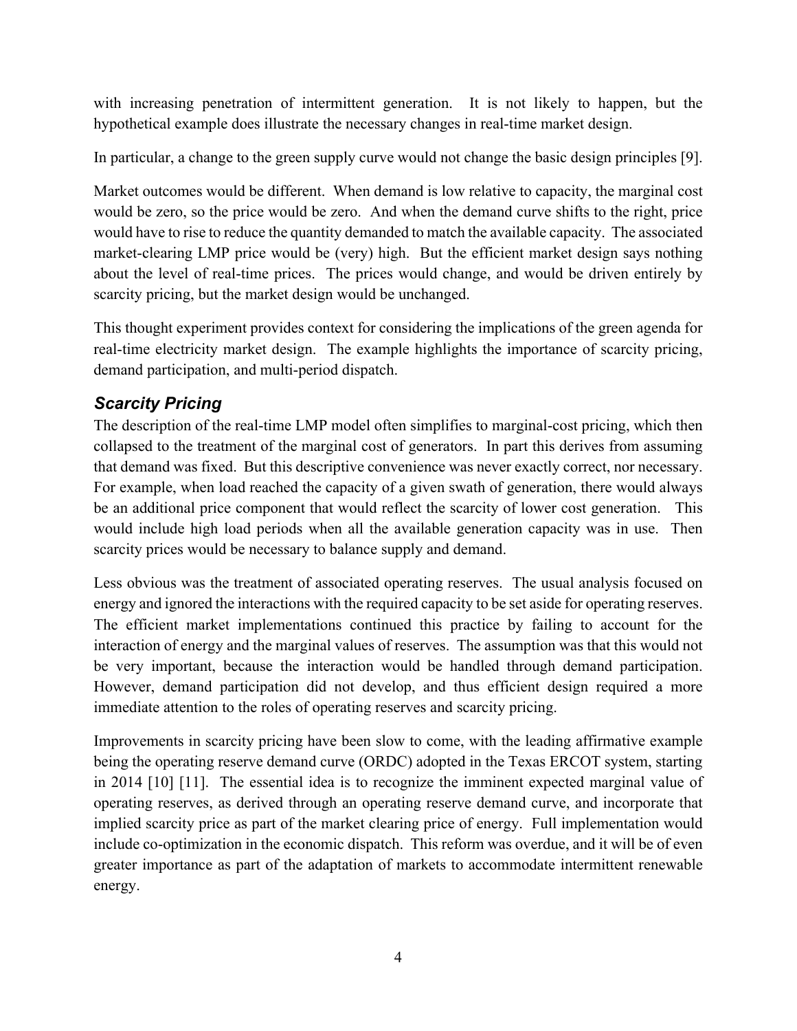with increasing penetration of intermittent generation. It is not likely to happen, but the hypothetical example does illustrate the necessary changes in real-time market design.

In particular, a change to the green supply curve would not change the basic design principles [9].

Market outcomes would be different. When demand is low relative to capacity, the marginal cost would be zero, so the price would be zero. And when the demand curve shifts to the right, price would have to rise to reduce the quantity demanded to match the available capacity. The associated market-clearing LMP price would be (very) high. But the efficient market design says nothing about the level of real-time prices. The prices would change, and would be driven entirely by scarcity pricing, but the market design would be unchanged.

This thought experiment provides context for considering the implications of the green agenda for real-time electricity market design. The example highlights the importance of scarcity pricing, demand participation, and multi-period dispatch.

### *Scarcity Pricing*

The description of the real-time LMP model often simplifies to marginal-cost pricing, which then collapsed to the treatment of the marginal cost of generators. In part this derives from assuming that demand was fixed. But this descriptive convenience was never exactly correct, nor necessary. For example, when load reached the capacity of a given swath of generation, there would always be an additional price component that would reflect the scarcity of lower cost generation. This would include high load periods when all the available generation capacity was in use. Then scarcity prices would be necessary to balance supply and demand.

Less obvious was the treatment of associated operating reserves. The usual analysis focused on energy and ignored the interactions with the required capacity to be set aside for operating reserves. The efficient market implementations continued this practice by failing to account for the interaction of energy and the marginal values of reserves. The assumption was that this would not be very important, because the interaction would be handled through demand participation. However, demand participation did not develop, and thus efficient design required a more immediate attention to the roles of operating reserves and scarcity pricing.

Improvements in scarcity pricing have been slow to come, with the leading affirmative example being the operating reserve demand curve (ORDC) adopted in the Texas ERCOT system, starting in 2014 [10] [11]. The essential idea is to recognize the imminent expected marginal value of operating reserves, as derived through an operating reserve demand curve, and incorporate that implied scarcity price as part of the market clearing price of energy. Full implementation would include co-optimization in the economic dispatch. This reform was overdue, and it will be of even greater importance as part of the adaptation of markets to accommodate intermittent renewable energy.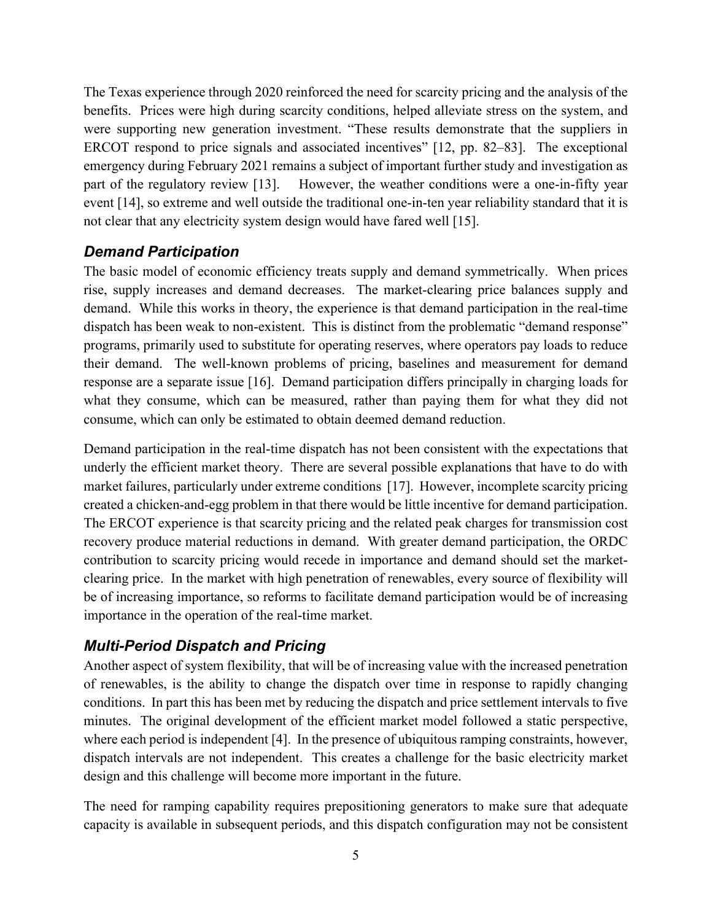The Texas experience through 2020 reinforced the need for scarcity pricing and the analysis of the benefits. Prices were high during scarcity conditions, helped alleviate stress on the system, and were supporting new generation investment. "These results demonstrate that the suppliers in ERCOT respond to price signals and associated incentives" [12, pp. 82–83]. The exceptional emergency during February 2021 remains a subject of important further study and investigation as part of the regulatory review [13]. However, the weather conditions were a one-in-fifty year event [14], so extreme and well outside the traditional one-in-ten year reliability standard that it is not clear that any electricity system design would have fared well [15].

### *Demand Participation*

The basic model of economic efficiency treats supply and demand symmetrically. When prices rise, supply increases and demand decreases. The market-clearing price balances supply and demand. While this works in theory, the experience is that demand participation in the real-time dispatch has been weak to non-existent. This is distinct from the problematic "demand response" programs, primarily used to substitute for operating reserves, where operators pay loads to reduce their demand. The well-known problems of pricing, baselines and measurement for demand response are a separate issue [16]. Demand participation differs principally in charging loads for what they consume, which can be measured, rather than paying them for what they did not consume, which can only be estimated to obtain deemed demand reduction.

Demand participation in the real-time dispatch has not been consistent with the expectations that underly the efficient market theory. There are several possible explanations that have to do with market failures, particularly under extreme conditions [17]. However, incomplete scarcity pricing created a chicken-and-egg problem in that there would be little incentive for demand participation. The ERCOT experience is that scarcity pricing and the related peak charges for transmission cost recovery produce material reductions in demand. With greater demand participation, the ORDC contribution to scarcity pricing would recede in importance and demand should set the market-clearing price. In the market with high penetration of renewables, every source of flexibility will be of increasing importance, so reforms to facilitate demand participation would be of increasing importance in the operation of the real-time market.

### *Multi-Period Dispatch and Pricing*

Another aspect of system flexibility, that will be of increasing value with the increased penetration of renewables, is the ability to change the dispatch over time in response to rapidly changing conditions. In part this has been met by reducing the dispatch and price settlement intervals to five minutes. The original development of the efficient market model followed a static perspective, where each period is independent [4]. In the presence of ubiquitous ramping constraints, however, dispatch intervals are not independent. This creates a challenge for the basic electricity market design and this challenge will become more important in the future.

The need for ramping capability requires prepositioning generators to make sure that adequate capacity is available in subsequent periods, and this dispatch configuration may not be consistent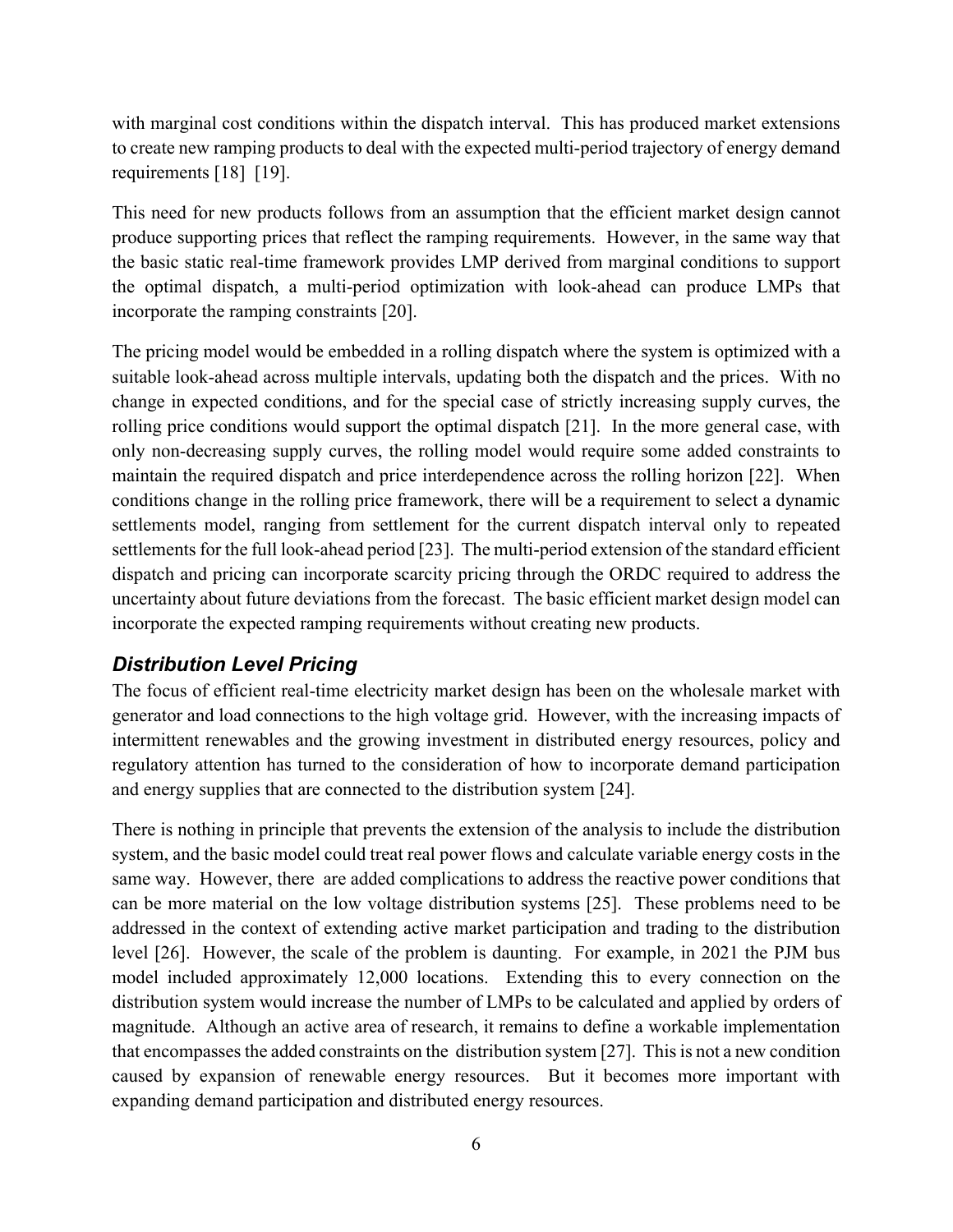with marginal cost conditions within the dispatch interval. This has produced market extensions to create new ramping products to deal with the expected multi-period trajectory of energy demand requirements [18] [19].

This need for new products follows from an assumption that the efficient market design cannot produce supporting prices that reflect the ramping requirements. However, in the same way that the basic static real-time framework provides LMP derived from marginal conditions to support the optimal dispatch, a multi-period optimization with look-ahead can produce LMPs that incorporate the ramping constraints [20].

The pricing model would be embedded in a rolling dispatch where the system is optimized with a suitable look-ahead across multiple intervals, updating both the dispatch and the prices. With no change in expected conditions, and for the special case of strictly increasing supply curves, the rolling price conditions would support the optimal dispatch [21]. In the more general case, with only non-decreasing supply curves, the rolling model would require some added constraints to maintain the required dispatch and price interdependence across the rolling horizon [22]. When conditions change in the rolling price framework, there will be a requirement to select a dynamic settlements model, ranging from settlement for the current dispatch interval only to repeated settlements for the full look-ahead period [23]. The multi-period extension of the standard efficient dispatch and pricing can incorporate scarcity pricing through the ORDC required to address the uncertainty about future deviations from the forecast. The basic efficient market design model can incorporate the expected ramping requirements without creating new products.

### *Distribution Level Pricing*

The focus of efficient real-time electricity market design has been on the wholesale market with generator and load connections to the high voltage grid. However, with the increasing impacts of intermittent renewables and the growing investment in distributed energy resources, policy and regulatory attention has turned to the consideration of how to incorporate demand participation and energy supplies that are connected to the distribution system [24].

There is nothing in principle that prevents the extension of the analysis to include the distribution system, and the basic model could treat real power flows and calculate variable energy costs in the same way. However, there are added complications to address the reactive power conditions that can be more material on the low voltage distribution systems [25]. These problems need to be addressed in the context of extending active market participation and trading to the distribution level [26]. However, the scale of the problem is daunting. For example, in 2021 the PJM bus model included approximately 12,000 locations. Extending this to every connection on the distribution system would increase the number of LMPs to be calculated and applied by orders of magnitude. Although an active area of research, it remains to define a workable implementation that encompasses the added constraints on the distribution system [27]. This is not a new condition caused by expansion of renewable energy resources. But it becomes more important with expanding demand participation and distributed energy resources.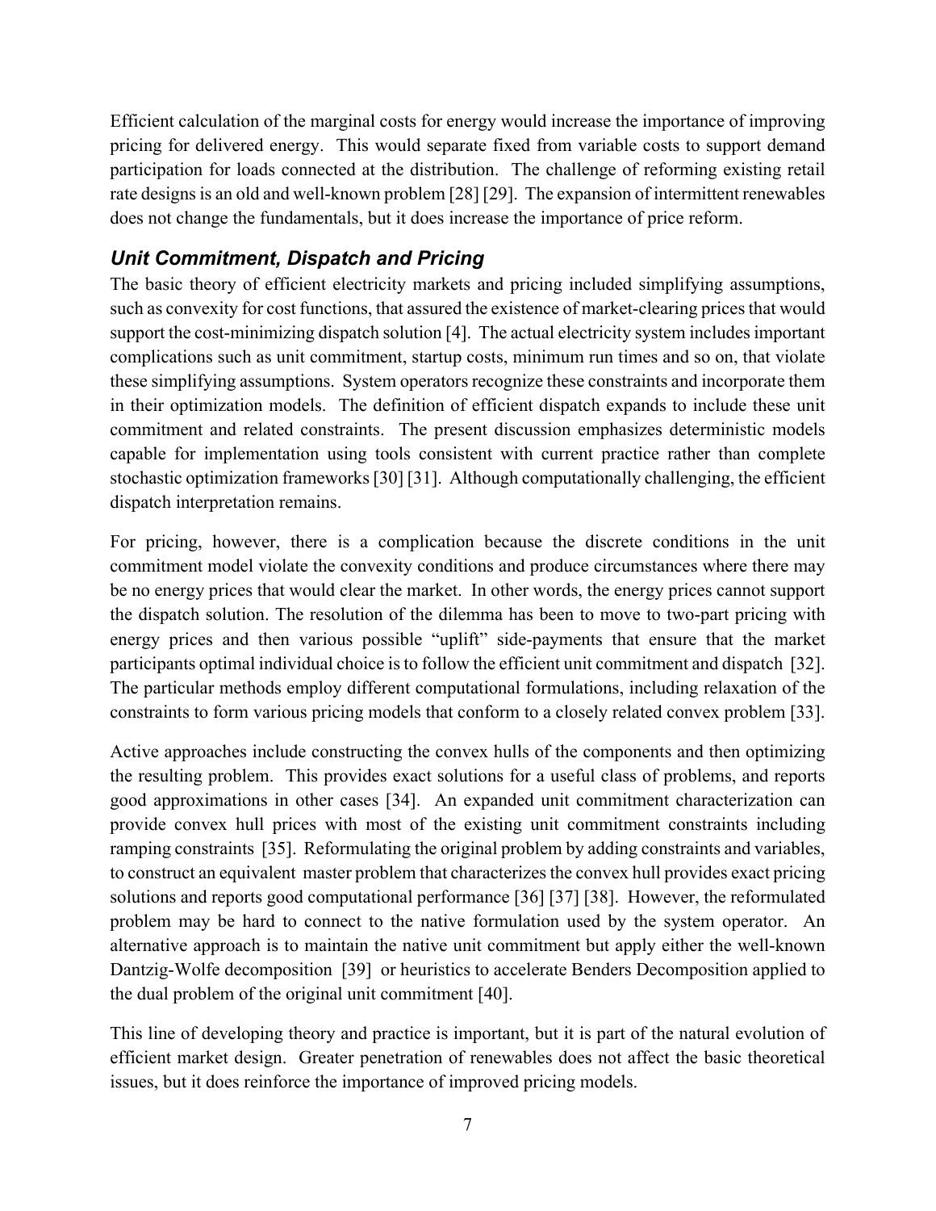Efficient calculation of the marginal costs for energy would increase the importance of improving pricing for delivered energy. This would separate fixed from variable costs to support demand participation for loads connected at the distribution. The challenge of reforming existing retail rate designs is an old and well-known problem [28] [29]. The expansion of intermittent renewables does not change the fundamentals, but it does increase the importance of price reform.

### *Unit Commitment, Dispatch and Pricing*

The basic theory of efficient electricity markets and pricing included simplifying assumptions, such as convexity for cost functions, that assured the existence of market-clearing prices that would support the cost-minimizing dispatch solution [4]. The actual electricity system includes important complications such as unit commitment, startup costs, minimum run times and so on, that violate these simplifying assumptions. System operators recognize these constraints and incorporate them in their optimization models. The definition of efficient dispatch expands to include these unit commitment and related constraints. The present discussion emphasizes deterministic models capable for implementation using tools consistent with current practice rather than complete stochastic optimization frameworks [30] [31]. Although computationally challenging, the efficient dispatch interpretation remains.

For pricing, however, there is a complication because the discrete conditions in the unit commitment model violate the convexity conditions and produce circumstances where there may be no energy prices that would clear the market. In other words, the energy prices cannot support the dispatch solution. The resolution of the dilemma has been to move to two-part pricing with energy prices and then various possible "uplift" side-payments that ensure that the market participants optimal individual choice is to follow the efficient unit commitment and dispatch [32]. The particular methods employ different computational formulations, including relaxation of the constraints to form various pricing models that conform to a closely related convex problem [33].

Active approaches include constructing the convex hulls of the components and then optimizing the resulting problem. This provides exact solutions for a useful class of problems, and reports good approximations in other cases [34]. An expanded unit commitment characterization can provide convex hull prices with most of the existing unit commitment constraints including ramping constraints [35]. Reformulating the original problem by adding constraints and variables, to construct an equivalent master problem that characterizes the convex hull provides exact pricing solutions and reports good computational performance [36] [37] [38]. However, the reformulated problem may be hard to connect to the native formulation used by the system operator. An alternative approach is to maintain the native unit commitment but apply either the well-known Dantzig-Wolfe decomposition [39] or heuristics to accelerate Benders Decomposition applied to the dual problem of the original unit commitment [40].

This line of developing theory and practice is important, but it is part of the natural evolution of efficient market design. Greater penetration of renewables does not affect the basic theoretical issues, but it does reinforce the importance of improved pricing models.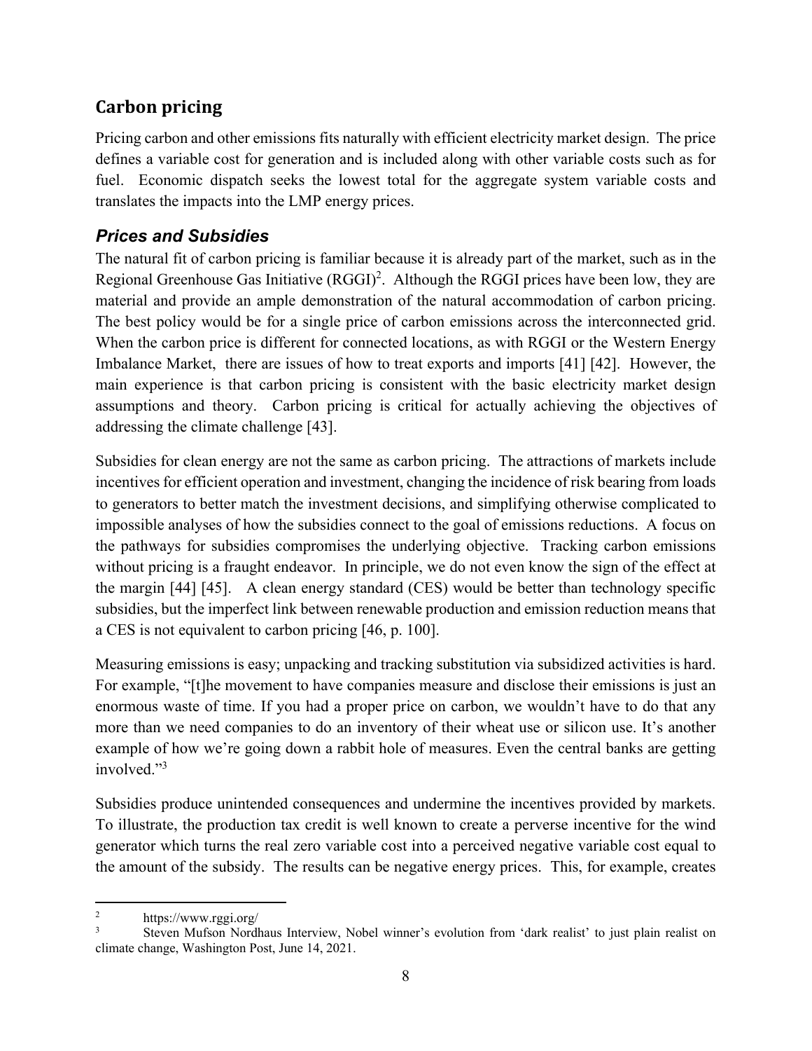## Carbon pricing

Pricing carbon and other emissions fits naturally with efficient electricity market design. The price defines a variable cost for generation and is included along with other variable costs such as for fuel. Economic dispatch seeks the lowest total for the aggregate system variable costs and translates the impacts into the LMP energy prices.

### *Prices and Subsidies*

The natural fit of carbon pricing is familiar because it is already part of the market, such as in the Regional Greenhouse Gas Initiative (RGGI)[2]. Although the RGGI prices have been low, they are material and provide an ample demonstration of the natural accommodation of carbon pricing. The best policy would be for a single price of carbon emissions across the interconnected grid. When the carbon price is different for connected locations, as with RGGI or the Western Energy Imbalance Market, there are issues of how to treat exports and imports [41] [42]. However, the main experience is that carbon pricing is consistent with the basic electricity market design assumptions and theory. Carbon pricing is critical for actually achieving the objectives of addressing the climate challenge [43].

Subsidies for clean energy are not the same as carbon pricing. The attractions of markets include incentives for efficient operation and investment, changing the incidence of risk bearing from loads to generators to better match the investment decisions, and simplifying otherwise complicated to impossible analyses of how the subsidies connect to the goal of emissions reductions. A focus on the pathways for subsidies compromises the underlying objective. Tracking carbon emissions without pricing is a fraught endeavor. In principle, we do not even know the sign of the effect at the margin [44] [45]. A clean energy standard (CES) would be better than technology specific subsidies, but the imperfect link between renewable production and emission reduction means that a CES is not equivalent to carbon pricing [46, p. 100].

Measuring emissions is easy; unpacking and tracking substitution via subsidized activities is hard. For example, "[t]he movement to have companies measure and disclose their emissions is just an enormous waste of time. If you had a proper price on carbon, we wouldn't have to do that any more than we need companies to do an inventory of their wheat use or silicon use. It's another example of how we're going down a rabbit hole of measures. Even the central banks are getting involved."[3]

Subsidies produce unintended consequences and undermine the incentives provided by markets. To illustrate, the production tax credit is well known to create a perverse incentive for the wind generator which turns the real zero variable cost into a perceived negative variable cost equal to the amount of the subsidy. The results can be negative energy prices. This, for example, creates

---

[2] https://www.rggi.org/

[3] Steven Mufson Nordhaus Interview, Nobel winner's evolution from 'dark realist' to just plain realist on climate change, Washington Post, June 14, 2021.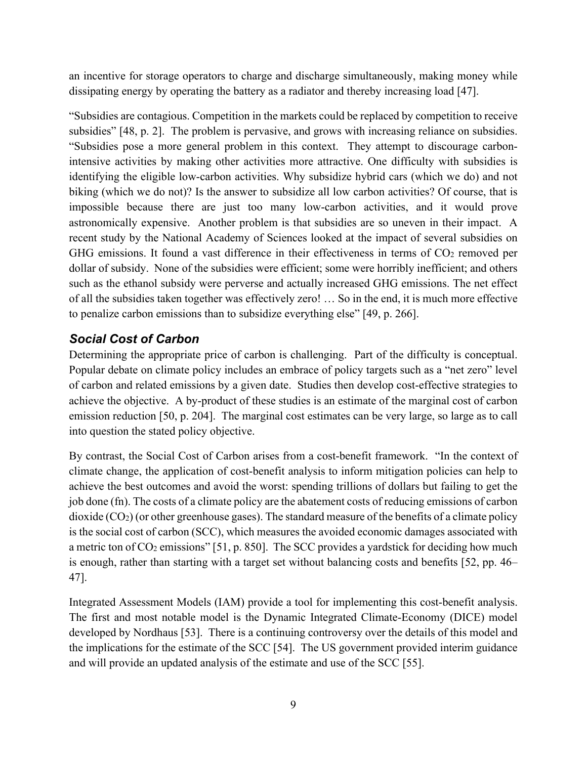an incentive for storage operators to charge and discharge simultaneously, making money while dissipating energy by operating the battery as a radiator and thereby increasing load [47].

"Subsidies are contagious. Competition in the markets could be replaced by competition to receive subsidies" [48, p. 2]. The problem is pervasive, and grows with increasing reliance on subsidies. "Subsidies pose a more general problem in this context. They attempt to discourage carbon-intensive activities by making other activities more attractive. One difficulty with subsidies is identifying the eligible low-carbon activities. Why subsidize hybrid cars (which we do) and not biking (which we do not)? Is the answer to subsidize all low carbon activities? Of course, that is impossible because there are just too many low-carbon activities, and it would prove astronomically expensive. Another problem is that subsidies are so uneven in their impact. A recent study by the National Academy of Sciences looked at the impact of several subsidies on GHG emissions. It found a vast difference in their effectiveness in terms of $CO_2$ removed per dollar of subsidy. None of the subsidies were efficient; some were horribly inefficient; and others such as the ethanol subsidy were perverse and actually increased GHG emissions. The net effect of all the subsidies taken together was effectively zero! … So in the end, it is much more effective to penalize carbon emissions than to subsidize everything else" [49, p. 266].

### *Social Cost of Carbon*

Determining the appropriate price of carbon is challenging. Part of the difficulty is conceptual. Popular debate on climate policy includes an embrace of policy targets such as a "net zero" level of carbon and related emissions by a given date. Studies then develop cost-effective strategies to achieve the objective. A by-product of these studies is an estimate of the marginal cost of carbon emission reduction [50, p. 204]. The marginal cost estimates can be very large, so large as to call into question the stated policy objective.

By contrast, the Social Cost of Carbon arises from a cost-benefit framework. "In the context of climate change, the application of cost-benefit analysis to inform mitigation policies can help to achieve the best outcomes and avoid the worst: spending trillions of dollars but failing to get the job done (fn). The costs of a climate policy are the abatement costs of reducing emissions of carbon dioxide ($CO_2$) (or other greenhouse gases). The standard measure of the benefits of a climate policy is the social cost of carbon (SCC), which measures the avoided economic damages associated with a metric ton of $CO_2$ emissions" [51, p. 850]. The SCC provides a yardstick for deciding how much is enough, rather than starting with a target set without balancing costs and benefits [52, pp. 46–47].

Integrated Assessment Models (IAM) provide a tool for implementing this cost-benefit analysis. The first and most notable model is the Dynamic Integrated Climate-Economy (DICE) model developed by Nordhaus [53]. There is a continuing controversy over the details of this model and the implications for the estimate of the SCC [54]. The US government provided interim guidance and will provide an updated analysis of the estimate and use of the SCC [55].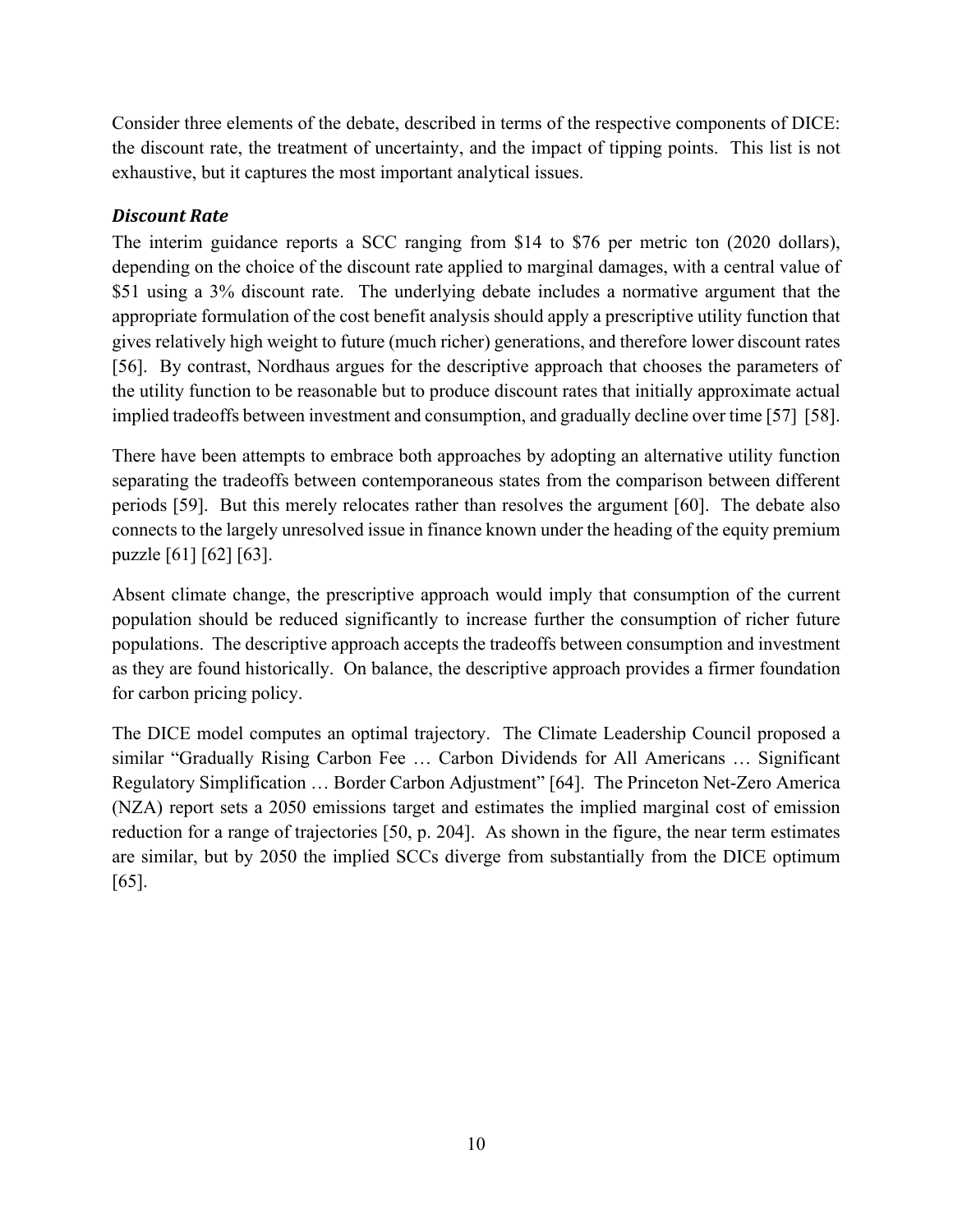Consider three elements of the debate, described in terms of the respective components of DICE: the discount rate, the treatment of uncertainty, and the impact of tipping points. This list is not exhaustive, but it captures the most important analytical issues.

### *Discount Rate*

The interim guidance reports a SCC ranging from $14 to $76 per metric ton (2020 dollars), depending on the choice of the discount rate applied to marginal damages, with a central value of $51 using a 3% discount rate. The underlying debate includes a normative argument that the appropriate formulation of the cost benefit analysis should apply a prescriptive utility function that gives relatively high weight to future (much richer) generations, and therefore lower discount rates [56]. By contrast, Nordhaus argues for the descriptive approach that chooses the parameters of the utility function to be reasonable but to produce discount rates that initially approximate actual implied tradeoffs between investment and consumption, and gradually decline over time [57] [58].

There have been attempts to embrace both approaches by adopting an alternative utility function separating the tradeoffs between contemporaneous states from the comparison between different periods [59]. But this merely relocates rather than resolves the argument [60]. The debate also connects to the largely unresolved issue in finance known under the heading of the equity premium puzzle [61] [62] [63].

Absent climate change, the prescriptive approach would imply that consumption of the current population should be reduced significantly to increase further the consumption of richer future populations. The descriptive approach accepts the tradeoffs between consumption and investment as they are found historically. On balance, the descriptive approach provides a firmer foundation for carbon pricing policy.

The DICE model computes an optimal trajectory. The Climate Leadership Council proposed a similar "Gradually Rising Carbon Fee … Carbon Dividends for All Americans … Significant Regulatory Simplification … Border Carbon Adjustment" [64]. The Princeton Net-Zero America (NZA) report sets a 2050 emissions target and estimates the implied marginal cost of emission reduction for a range of trajectories [50, p. 204]. As shown in the figure, the near term estimates are similar, but by 2050 the implied SCCs diverge from substantially from the DICE optimum [65].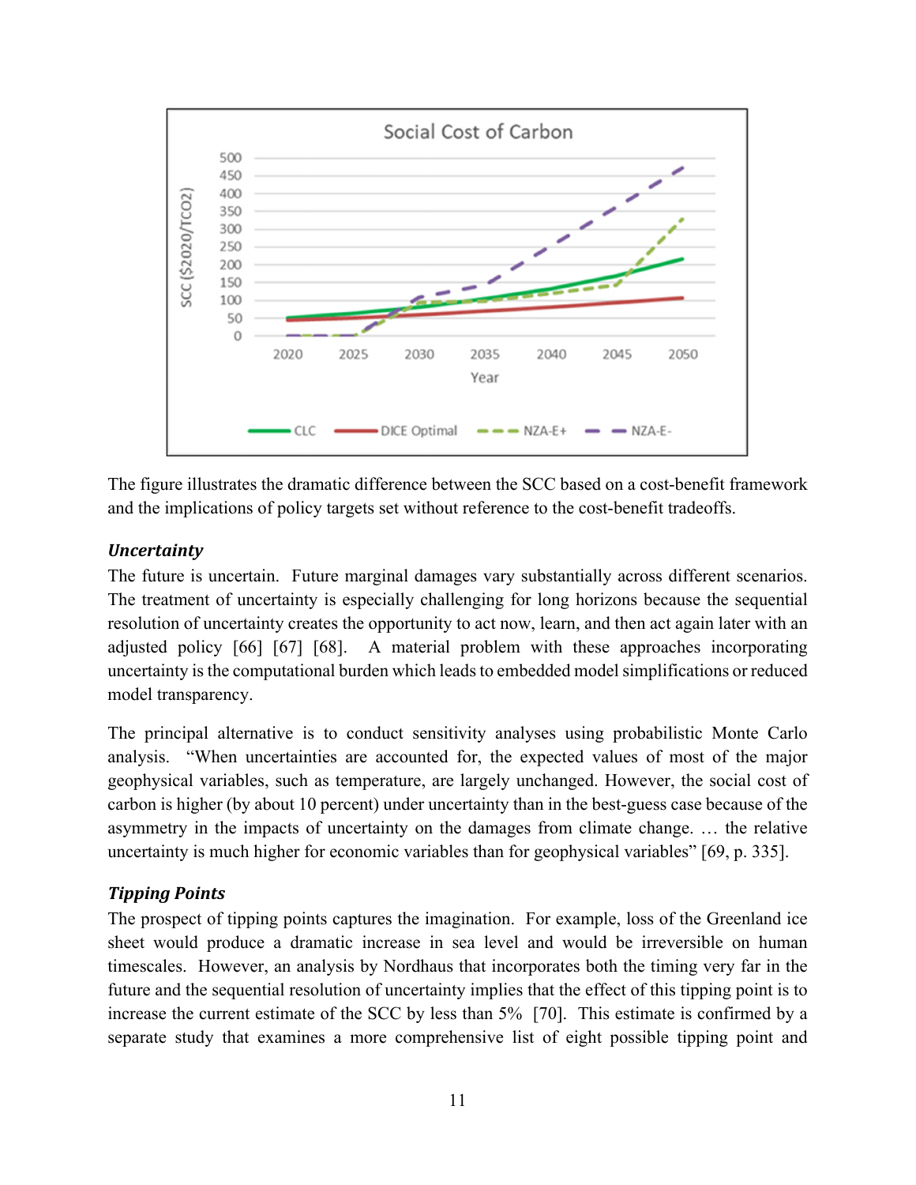The figure illustrates the dramatic difference between the SCC based on a cost-benefit framework and the implications of policy targets set without reference to the cost-benefit tradeoffs.

### *Uncertainty*

The future is uncertain. Future marginal damages vary substantially across different scenarios. The treatment of uncertainty is especially challenging for long horizons because the sequential resolution of uncertainty creates the opportunity to act now, learn, and then act again later with an adjusted policy [66] [67] [68]. A material problem with these approaches incorporating uncertainty is the computational burden which leads to embedded model simplifications or reduced model transparency.

The principal alternative is to conduct sensitivity analyses using probabilistic Monte Carlo analysis. "When uncertainties are accounted for, the expected values of most of the major geophysical variables, such as temperature, are largely unchanged. However, the social cost of carbon is higher (by about 10 percent) under uncertainty than in the best-guess case because of the asymmetry in the impacts of uncertainty on the damages from climate change. … the relative uncertainty is much higher for economic variables than for geophysical variables" [69, p. 335].

### *Tipping Points*

The prospect of tipping points captures the imagination. For example, loss of the Greenland ice sheet would produce a dramatic increase in sea level and would be irreversible on human timescales. However, an analysis by Nordhaus that incorporates both the timing very far in the future and the sequential resolution of uncertainty implies that the effect of this tipping point is to increase the current estimate of the SCC by less than 5% [70]. This estimate is confirmed by a separate study that examines a more comprehensive list of eight possible tipping point and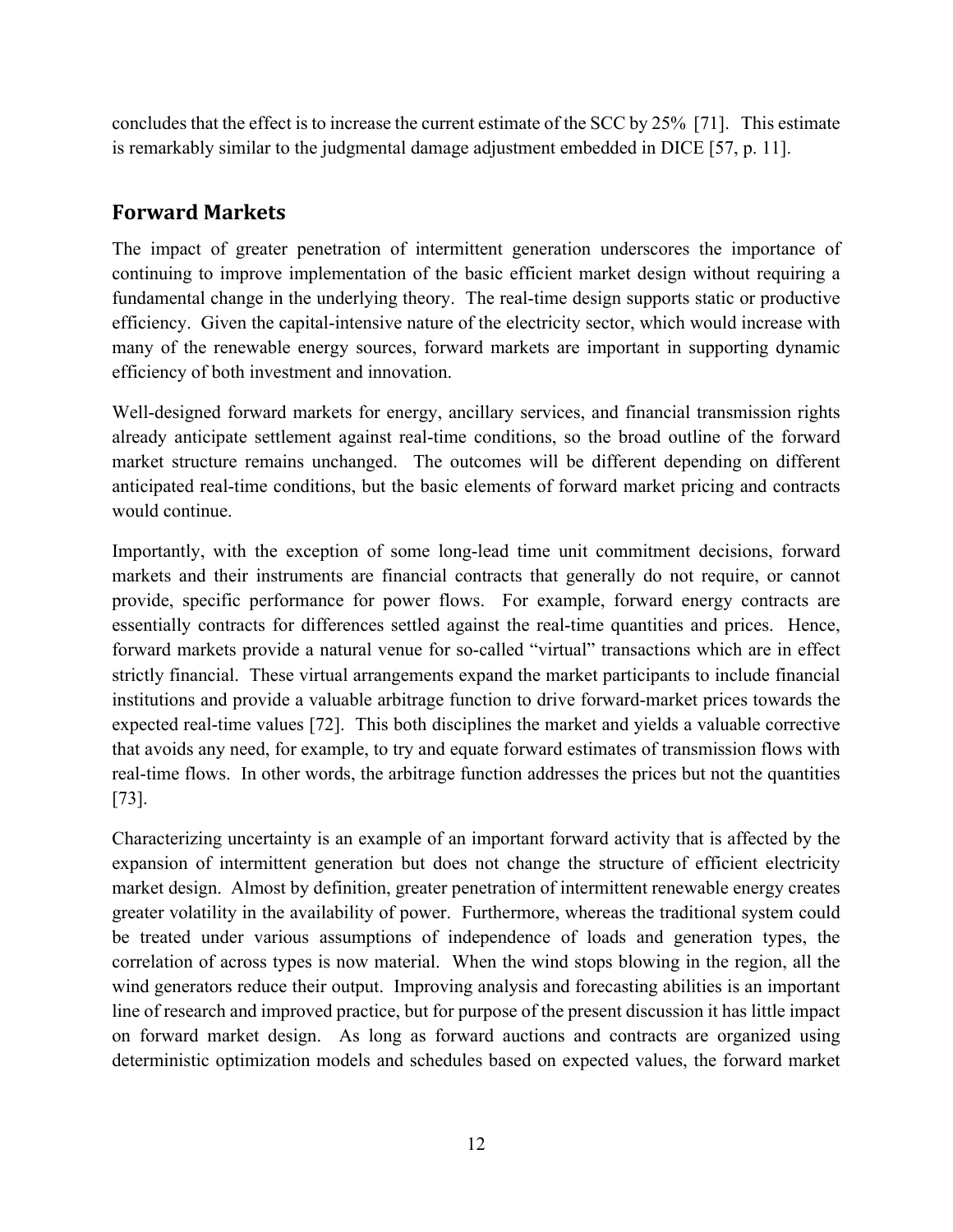concludes that the effect is to increase the current estimate of the SCC by 25% [71]. This estimate is remarkably similar to the judgmental damage adjustment embedded in DICE [57, p. 11].

## Forward Markets

The impact of greater penetration of intermittent generation underscores the importance of continuing to improve implementation of the basic efficient market design without requiring a fundamental change in the underlying theory. The real-time design supports static or productive efficiency. Given the capital-intensive nature of the electricity sector, which would increase with many of the renewable energy sources, forward markets are important in supporting dynamic efficiency of both investment and innovation.

Well-designed forward markets for energy, ancillary services, and financial transmission rights already anticipate settlement against real-time conditions, so the broad outline of the forward market structure remains unchanged. The outcomes will be different depending on different anticipated real-time conditions, but the basic elements of forward market pricing and contracts would continue.

Importantly, with the exception of some long-lead time unit commitment decisions, forward markets and their instruments are financial contracts that generally do not require, or cannot provide, specific performance for power flows. For example, forward energy contracts are essentially contracts for differences settled against the real-time quantities and prices. Hence, forward markets provide a natural venue for so-called "virtual" transactions which are in effect strictly financial. These virtual arrangements expand the market participants to include financial institutions and provide a valuable arbitrage function to drive forward-market prices towards the expected real-time values [72]. This both disciplines the market and yields a valuable corrective that avoids any need, for example, to try and equate forward estimates of transmission flows with real-time flows. In other words, the arbitrage function addresses the prices but not the quantities [73].

Characterizing uncertainty is an example of an important forward activity that is affected by the expansion of intermittent generation but does not change the structure of efficient electricity market design. Almost by definition, greater penetration of intermittent renewable energy creates greater volatility in the availability of power. Furthermore, whereas the traditional system could be treated under various assumptions of independence of loads and generation types, the correlation of across types is now material. When the wind stops blowing in the region, all the wind generators reduce their output. Improving analysis and forecasting abilities is an important line of research and improved practice, but for purpose of the present discussion it has little impact on forward market design. As long as forward auctions and contracts are organized using deterministic optimization models and schedules based on expected values, the forward market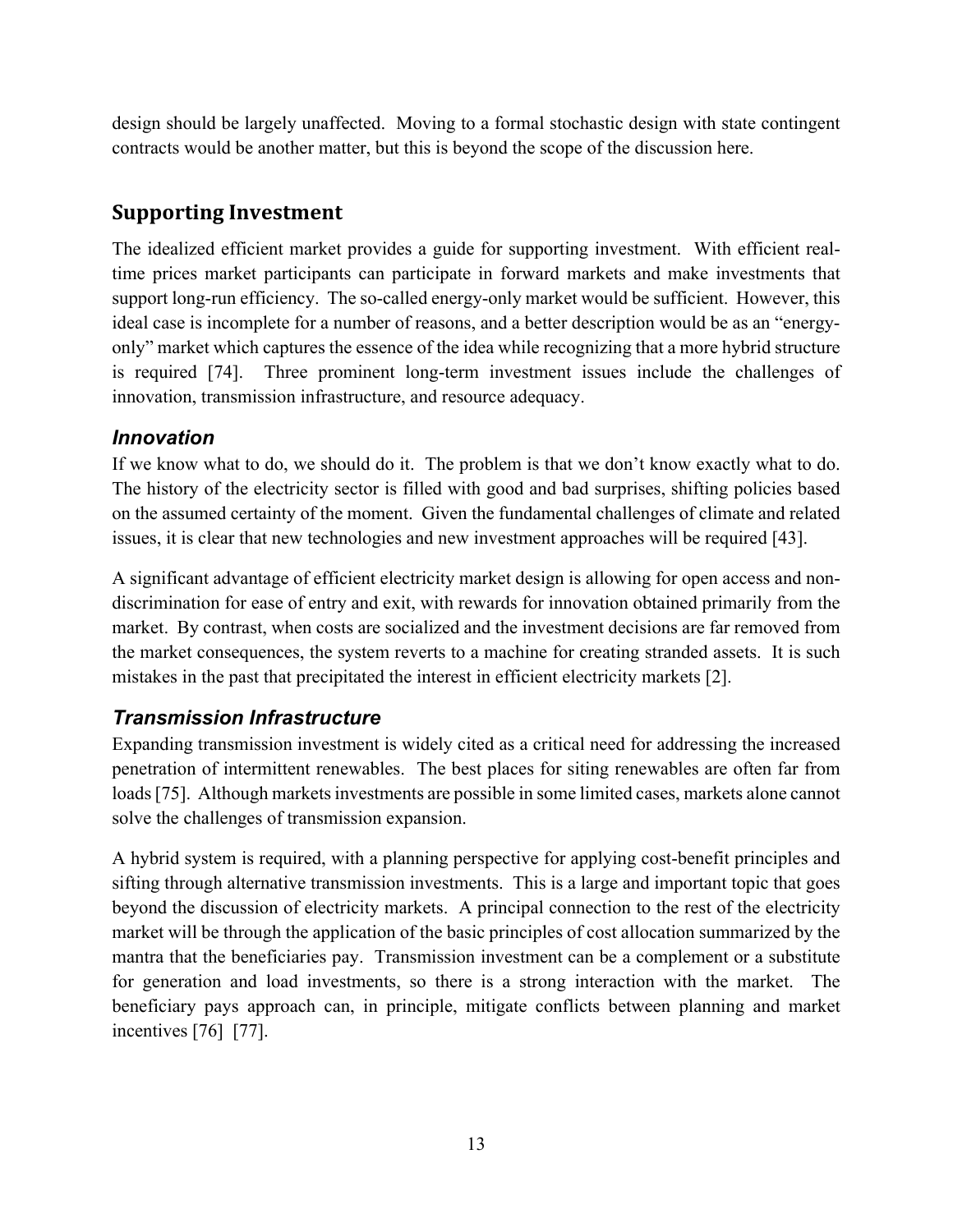design should be largely unaffected. Moving to a formal stochastic design with state contingent contracts would be another matter, but this is beyond the scope of the discussion here.

## Supporting Investment

The idealized efficient market provides a guide for supporting investment. With efficient real-time prices market participants can participate in forward markets and make investments that support long-run efficiency. The so-called energy-only market would be sufficient. However, this ideal case is incomplete for a number of reasons, and a better description would be as an "energy-only" market which captures the essence of the idea while recognizing that a more hybrid structure is required [74]. Three prominent long-term investment issues include the challenges of innovation, transmission infrastructure, and resource adequacy.

### *Innovation*

If we know what to do, we should do it. The problem is that we don't know exactly what to do. The history of the electricity sector is filled with good and bad surprises, shifting policies based on the assumed certainty of the moment. Given the fundamental challenges of climate and related issues, it is clear that new technologies and new investment approaches will be required [43].

A significant advantage of efficient electricity market design is allowing for open access and non-discrimination for ease of entry and exit, with rewards for innovation obtained primarily from the market. By contrast, when costs are socialized and the investment decisions are far removed from the market consequences, the system reverts to a machine for creating stranded assets. It is such mistakes in the past that precipitated the interest in efficient electricity markets [2].

### *Transmission Infrastructure*

Expanding transmission investment is widely cited as a critical need for addressing the increased penetration of intermittent renewables. The best places for siting renewables are often far from loads [75]. Although markets investments are possible in some limited cases, markets alone cannot solve the challenges of transmission expansion.

A hybrid system is required, with a planning perspective for applying cost-benefit principles and sifting through alternative transmission investments. This is a large and important topic that goes beyond the discussion of electricity markets. A principal connection to the rest of the electricity market will be through the application of the basic principles of cost allocation summarized by the mantra that the beneficiaries pay. Transmission investment can be a complement or a substitute for generation and load investments, so there is a strong interaction with the market. The beneficiary pays approach can, in principle, mitigate conflicts between planning and market incentives [76] [77].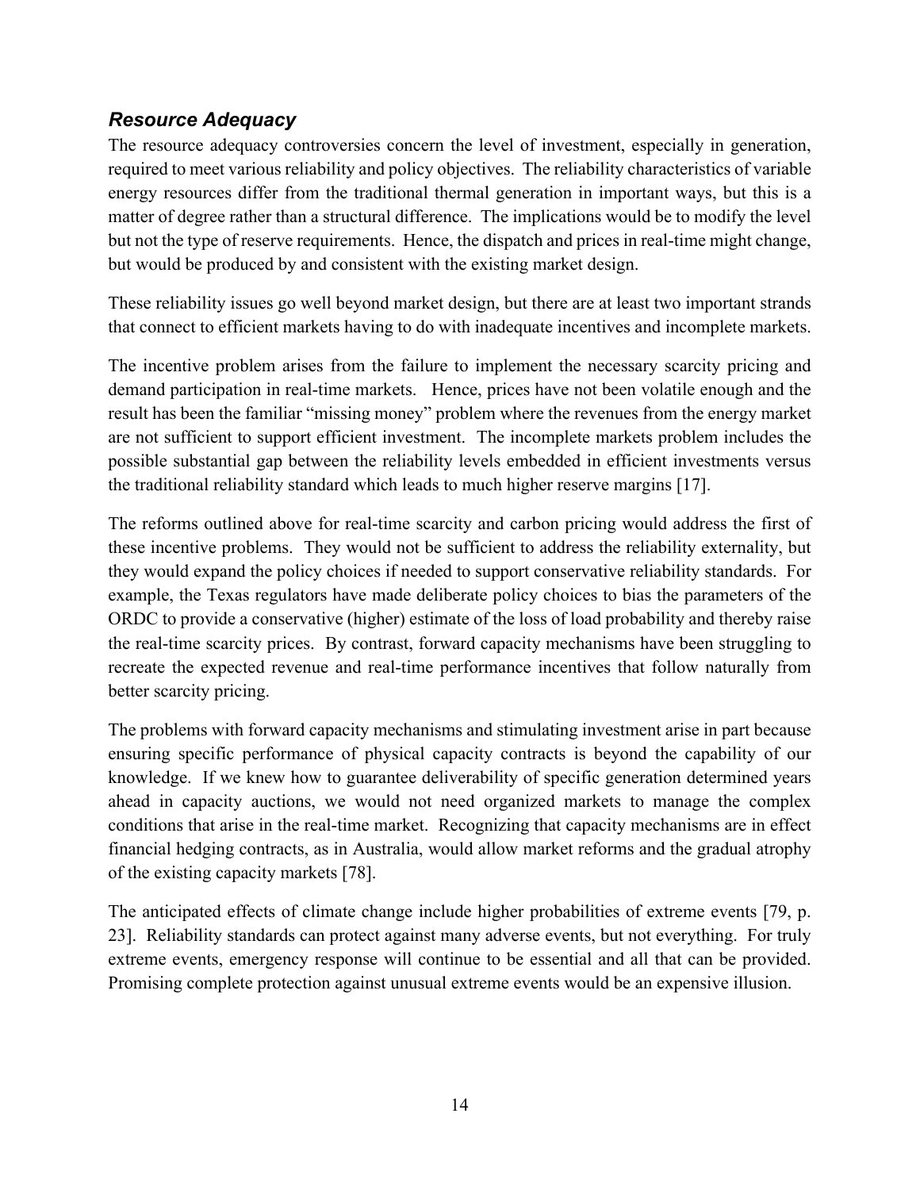### *Resource Adequacy*

The resource adequacy controversies concern the level of investment, especially in generation, required to meet various reliability and policy objectives. The reliability characteristics of variable energy resources differ from the traditional thermal generation in important ways, but this is a matter of degree rather than a structural difference. The implications would be to modify the level but not the type of reserve requirements. Hence, the dispatch and prices in real-time might change, but would be produced by and consistent with the existing market design.

These reliability issues go well beyond market design, but there are at least two important strands that connect to efficient markets having to do with inadequate incentives and incomplete markets.

The incentive problem arises from the failure to implement the necessary scarcity pricing and demand participation in real-time markets. Hence, prices have not been volatile enough and the result has been the familiar "missing money" problem where the revenues from the energy market are not sufficient to support efficient investment. The incomplete markets problem includes the possible substantial gap between the reliability levels embedded in efficient investments versus the traditional reliability standard which leads to much higher reserve margins [17].

The reforms outlined above for real-time scarcity and carbon pricing would address the first of these incentive problems. They would not be sufficient to address the reliability externality, but they would expand the policy choices if needed to support conservative reliability standards. For example, the Texas regulators have made deliberate policy choices to bias the parameters of the ORDC to provide a conservative (higher) estimate of the loss of load probability and thereby raise the real-time scarcity prices. By contrast, forward capacity mechanisms have been struggling to recreate the expected revenue and real-time performance incentives that follow naturally from better scarcity pricing.

The problems with forward capacity mechanisms and stimulating investment arise in part because ensuring specific performance of physical capacity contracts is beyond the capability of our knowledge. If we knew how to guarantee deliverability of specific generation determined years ahead in capacity auctions, we would not need organized markets to manage the complex conditions that arise in the real-time market. Recognizing that capacity mechanisms are in effect financial hedging contracts, as in Australia, would allow market reforms and the gradual atrophy of the existing capacity markets [78].

The anticipated effects of climate change include higher probabilities of extreme events [79, p. 23]. Reliability standards can protect against many adverse events, but not everything. For truly extreme events, emergency response will continue to be essential and all that can be provided. Promising complete protection against unusual extreme events would be an expensive illusion.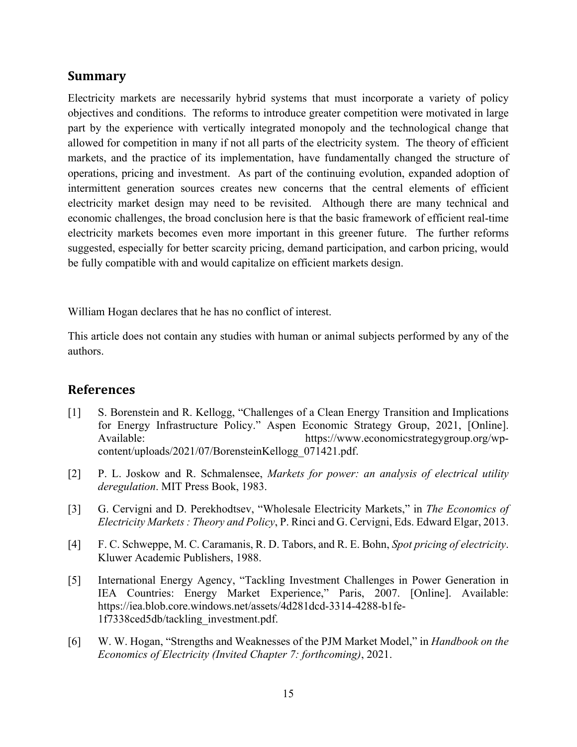## Summary

Electricity markets are necessarily hybrid systems that must incorporate a variety of policy objectives and conditions. The reforms to introduce greater competition were motivated in large part by the experience with vertically integrated monopoly and the technological change that allowed for competition in many if not all parts of the electricity system. The theory of efficient markets, and the practice of its implementation, have fundamentally changed the structure of operations, pricing and investment. As part of the continuing evolution, expanded adoption of intermittent generation sources creates new concerns that the central elements of efficient electricity market design may need to be revisited. Although there are many technical and economic challenges, the broad conclusion here is that the basic framework of efficient real-time electricity markets becomes even more important in this greener future. The further reforms suggested, especially for better scarcity pricing, demand participation, and carbon pricing, would be fully compatible with and would capitalize on efficient markets design.

William Hogan declares that he has no conflict of interest.

This article does not contain any studies with human or animal subjects performed by any of the authors.

## References

[1] S. Borenstein and R. Kellogg, "Challenges of a Clean Energy Transition and Implications for Energy Infrastructure Policy." Aspen Economic Strategy Group, 2021, [Online]. Available: https://www.economicstrategygroup.org/wp-content/uploads/2021/07/BorensteinKellogg_071421.pdf.

[2] P. L. Joskow and R. Schmalensee, *Markets for power: an analysis of electrical utility deregulation*. MIT Press Book, 1983.

[3] G. Cervigni and D. Perekhodtsev, "Wholesale Electricity Markets," in *The Economics of Electricity Markets : Theory and Policy*, P. Rinci and G. Cervigni, Eds. Edward Elgar, 2013.

[4] F. C. Schweppe, M. C. Caramanis, R. D. Tabors, and R. E. Bohn, *Spot pricing of electricity*. Kluwer Academic Publishers, 1988.

[5] International Energy Agency, "Tackling Investment Challenges in Power Generation in IEA Countries: Energy Market Experience," Paris, 2007. [Online]. Available: https://iea.blob.core.windows.net/assets/4d281dcd-3314-4288-b1fe-1f7338ced5db/tackling_investment.pdf.

[6] W. W. Hogan, "Strengths and Weaknesses of the PJM Market Model," in *Handbook on the Economics of Electricity (Invited Chapter 7: forthcoming)*, 2021.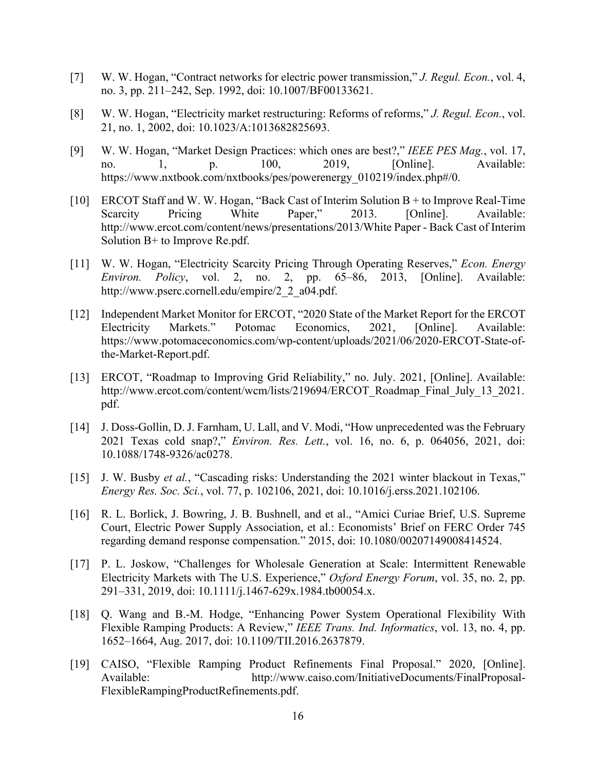[7] W. W. Hogan, "Contract networks for electric power transmission," *J. Regul. Econ.*, vol. 4, no. 3, pp. 211–242, Sep. 1992, doi: 10.1007/BF00133621.

[8] W. W. Hogan, "Electricity market restructuring: Reforms of reforms," *J. Regul. Econ.*, vol. 21, no. 1, 2002, doi: 10.1023/A:1013682825693.

[9] W. W. Hogan, "Market Design Practices: which ones are best?," *IEEE PES Mag.*, vol. 17, no. 1, p. 100, 2019, [Online]. Available: https://www.nxtbook.com/nxtbooks/pes/powerenergy_010219/index.php#/0.

[10] ERCOT Staff and W. W. Hogan, "Back Cast of Interim Solution B + to Improve Real-Time Scarcity Pricing White Paper," 2013. [Online]. Available: http://www.ercot.com/content/news/presentations/2013/White Paper - Back Cast of Interim Solution B+ to Improve Re.pdf.

[11] W. W. Hogan, "Electricity Scarcity Pricing Through Operating Reserves," *Econ. Energy Environ. Policy*, vol. 2, no. 2, pp. 65–86, 2013, [Online]. Available: http://www.pserc.cornell.edu/empire/2_2_a04.pdf.

[12] Independent Market Monitor for ERCOT, "2020 State of the Market Report for the ERCOT Electricity Markets." Potomac Economics, 2021, [Online]. Available: https://www.potomaceconomics.com/wp-content/uploads/2021/06/2020-ERCOT-State-of-the-Market-Report.pdf.

[13] ERCOT, "Roadmap to Improving Grid Reliability," no. July. 2021, [Online]. Available: http://www.ercot.com/content/wcm/lists/219694/ERCOT_Roadmap_Final_July_13_2021.pdf.

[14] J. Doss-Gollin, D. J. Farnham, U. Lall, and V. Modi, "How unprecedented was the February 2021 Texas cold snap?," *Environ. Res. Lett.*, vol. 16, no. 6, p. 064056, 2021, doi: 10.1088/1748-9326/ac0278.

[15] J. W. Busby *et al.*, "Cascading risks: Understanding the 2021 winter blackout in Texas," *Energy Res. Soc. Sci.*, vol. 77, p. 102106, 2021, doi: 10.1016/j.erss.2021.102106.

[16] R. L. Borlick, J. Bowring, J. B. Bushnell, and et al., "Amici Curiae Brief, U.S. Supreme Court, Electric Power Supply Association, et al.: Economists' Brief on FERC Order 745 regarding demand response compensation." 2015, doi: 10.1080/00207149008414524.

[17] P. L. Joskow, "Challenges for Wholesale Generation at Scale: Intermittent Renewable Electricity Markets with The U.S. Experience," *Oxford Energy Forum*, vol. 35, no. 2, pp. 291–331, 2019, doi: 10.1111/j.1467-629x.1984.tb00054.x.

[18] Q. Wang and B.-M. Hodge, "Enhancing Power System Operational Flexibility With Flexible Ramping Products: A Review," *IEEE Trans. Ind. Informatics*, vol. 13, no. 4, pp. 1652–1664, Aug. 2017, doi: 10.1109/TII.2016.2637879.

[19] CAISO, "Flexible Ramping Product Refinements Final Proposal." 2020, [Online]. Available: http://www.caiso.com/InitiativeDocuments/FinalProposal-FlexibleRampingProductRefinements.pdf.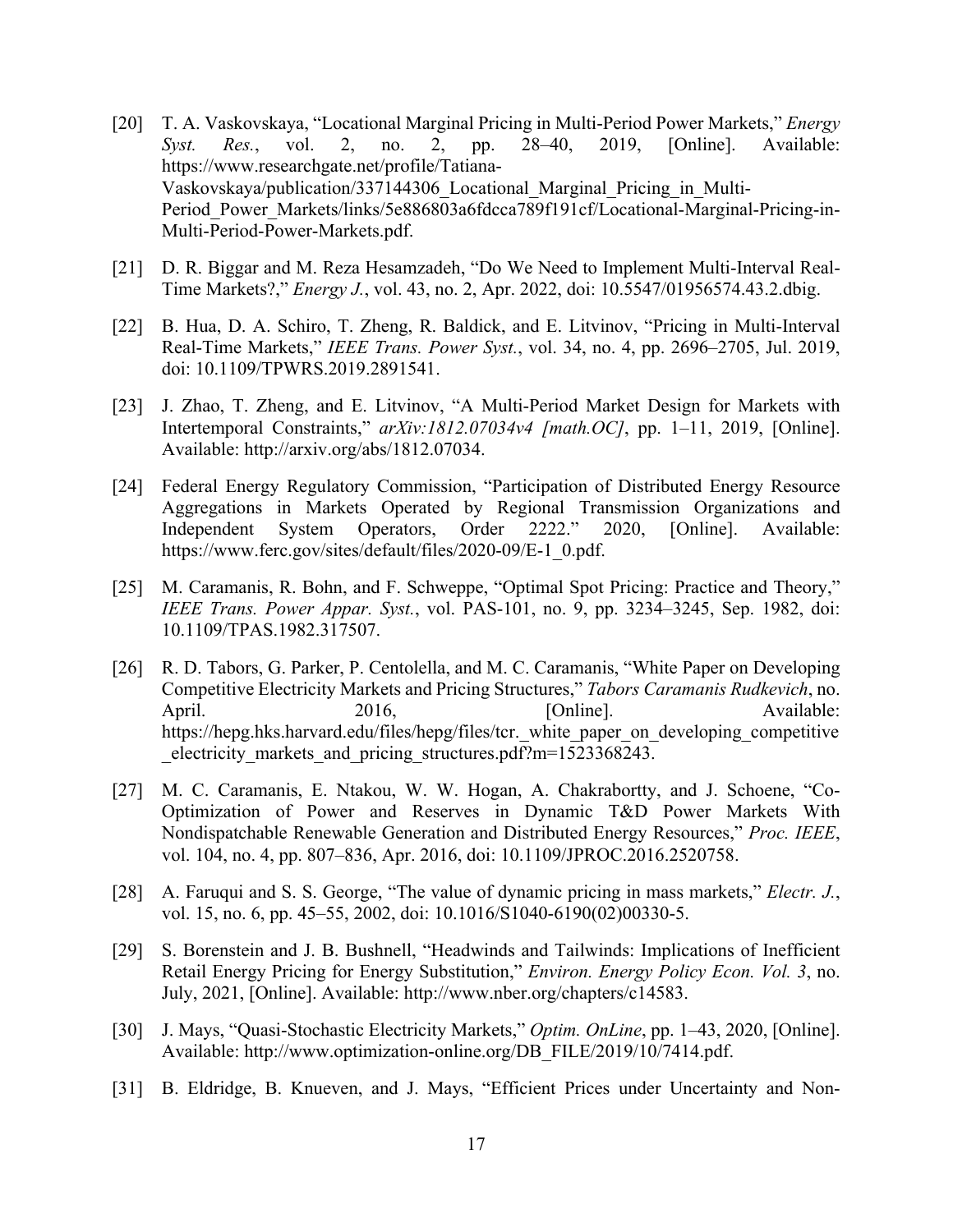[20] T. A. Vaskovskaya, "Locational Marginal Pricing in Multi-Period Power Markets," *Energy Syst. Res.*, vol. 2, no. 2, pp. 28–40, 2019, [Online]. Available: https://www.researchgate.net/profile/Tatiana-Vaskovskaya/publication/337144306_Locational_Marginal_Pricing_in_Multi-Period_Power_Markets/links/5e886803a6fdcca789f191cf/Locational-Marginal-Pricing-in-Multi-Period-Power-Markets.pdf.

[21] D. R. Biggar and M. Reza Hesamzadeh, "Do We Need to Implement Multi-Interval Real-Time Markets?," *Energy J.*, vol. 43, no. 2, Apr. 2022, doi: 10.5547/01956574.43.2.dbig.

[22] B. Hua, D. A. Schiro, T. Zheng, R. Baldick, and E. Litvinov, "Pricing in Multi-Interval Real-Time Markets," *IEEE Trans. Power Syst.*, vol. 34, no. 4, pp. 2696–2705, Jul. 2019, doi: 10.1109/TPWRS.2019.2891541.

[23] J. Zhao, T. Zheng, and E. Litvinov, "A Multi-Period Market Design for Markets with Intertemporal Constraints," *arXiv:1812.07034v4 [math.OC]*, pp. 1–11, 2019, [Online]. Available: http://arxiv.org/abs/1812.07034.

[24] Federal Energy Regulatory Commission, "Participation of Distributed Energy Resource Aggregations in Markets Operated by Regional Transmission Organizations and Independent System Operators, Order 2222." 2020, [Online]. Available: https://www.ferc.gov/sites/default/files/2020-09/E-1_0.pdf.

[25] M. Caramanis, R. Bohn, and F. Schweppe, "Optimal Spot Pricing: Practice and Theory," *IEEE Trans. Power Appar. Syst.*, vol. PAS-101, no. 9, pp. 3234–3245, Sep. 1982, doi: 10.1109/TPAS.1982.317507.

[26] R. D. Tabors, G. Parker, P. Centolella, and M. C. Caramanis, "White Paper on Developing Competitive Electricity Markets and Pricing Structures," *Tabors Caramanis Rudkevich*, no. April. 2016, [Online]. Available: https://hepg.hks.harvard.edu/files/hepg/files/tcr._white_paper_on_developing_competitive_electricity_markets_and_pricing_structures.pdf?m=1523368243.

[27] M. C. Caramanis, E. Ntakou, W. W. Hogan, A. Chakrabortty, and J. Schoene, "Co-Optimization of Power and Reserves in Dynamic T&D Power Markets With Nondispatchable Renewable Generation and Distributed Energy Resources," *Proc. IEEE*, vol. 104, no. 4, pp. 807–836, Apr. 2016, doi: 10.1109/JPROC.2016.2520758.

[28] A. Faruqui and S. S. George, "The value of dynamic pricing in mass markets," *Electr. J.*, vol. 15, no. 6, pp. 45–55, 2002, doi: 10.1016/S1040-6190(02)00330-5.

[29] S. Borenstein and J. B. Bushnell, "Headwinds and Tailwinds: Implications of Inefficient Retail Energy Pricing for Energy Substitution," *Environ. Energy Policy Econ. Vol. 3*, no. July, 2021, [Online]. Available: http://www.nber.org/chapters/c14583.

[30] J. Mays, "Quasi-Stochastic Electricity Markets," *Optim. OnLine*, pp. 1–43, 2020, [Online]. Available: http://www.optimization-online.org/DB_FILE/2019/10/7414.pdf.

[31] B. Eldridge, B. Knueven, and J. Mays, "Efficient Prices under Uncertainty and Non-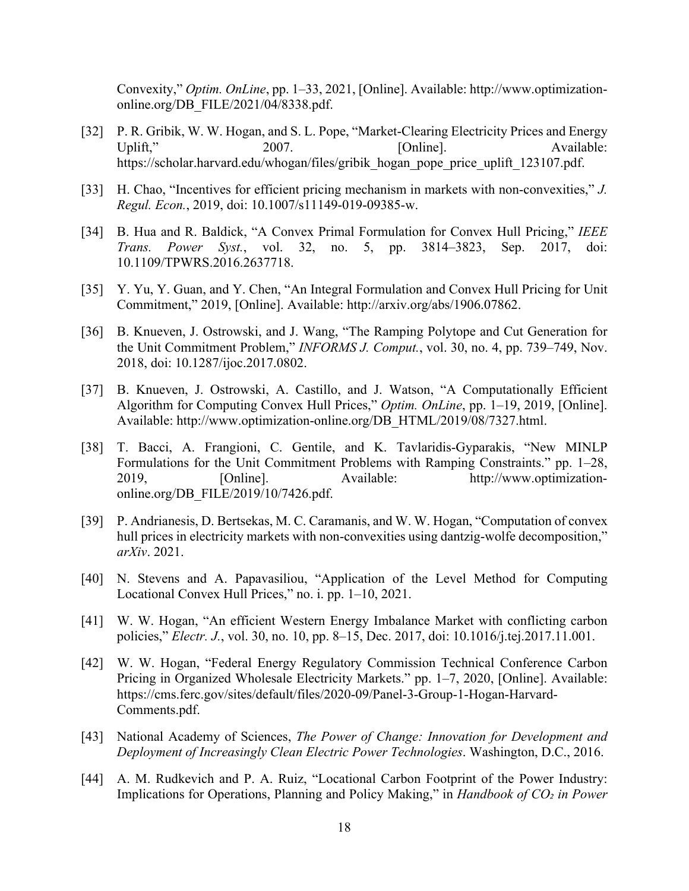Convexity," *Optim. OnLine*, pp. 1–33, 2021, [Online]. Available: http://www.optimization-online.org/DB_FILE/2021/04/8338.pdf.

[32] P. R. Gribik, W. W. Hogan, and S. L. Pope, "Market-Clearing Electricity Prices and Energy Uplift," 2007. [Online]. Available: https://scholar.harvard.edu/whogan/files/gribik_hogan_pope_price_uplift_123107.pdf.

[33] H. Chao, "Incentives for efficient pricing mechanism in markets with non-convexities," *J. Regul. Econ.*, 2019, doi: 10.1007/s11149-019-09385-w.

[34] B. Hua and R. Baldick, "A Convex Primal Formulation for Convex Hull Pricing," *IEEE Trans. Power Syst.*, vol. 32, no. 5, pp. 3814–3823, Sep. 2017, doi: 10.1109/TPWRS.2016.2637718.

[35] Y. Yu, Y. Guan, and Y. Chen, "An Integral Formulation and Convex Hull Pricing for Unit Commitment," 2019, [Online]. Available: http://arxiv.org/abs/1906.07862.

[36] B. Knueven, J. Ostrowski, and J. Wang, "The Ramping Polytope and Cut Generation for the Unit Commitment Problem," *INFORMS J. Comput.*, vol. 30, no. 4, pp. 739–749, Nov. 2018, doi: 10.1287/ijoc.2017.0802.

[37] B. Knueven, J. Ostrowski, A. Castillo, and J. Watson, "A Computationally Efficient Algorithm for Computing Convex Hull Prices," *Optim. OnLine*, pp. 1–19, 2019, [Online]. Available: http://www.optimization-online.org/DB_HTML/2019/08/7327.html.

[38] T. Bacci, A. Frangioni, C. Gentile, and K. Tavlaridis-Gyparakis, "New MINLP Formulations for the Unit Commitment Problems with Ramping Constraints." pp. 1–28, 2019, [Online]. Available: http://www.optimization-online.org/DB_FILE/2019/10/7426.pdf.

[39] P. Andrianesis, D. Bertsekas, M. C. Caramanis, and W. W. Hogan, "Computation of convex hull prices in electricity markets with non-convexities using dantzig-wolfe decomposition," *arXiv*. 2021.

[40] N. Stevens and A. Papavasiliou, "Application of the Level Method for Computing Locational Convex Hull Prices," no. i. pp. 1–10, 2021.

[41] W. W. Hogan, "An efficient Western Energy Imbalance Market with conflicting carbon policies," *Electr. J.*, vol. 30, no. 10, pp. 8–15, Dec. 2017, doi: 10.1016/j.tej.2017.11.001.

[42] W. W. Hogan, "Federal Energy Regulatory Commission Technical Conference Carbon Pricing in Organized Wholesale Electricity Markets." pp. 1–7, 2020, [Online]. Available: https://cms.ferc.gov/sites/default/files/2020-09/Panel-3-Group-1-Hogan-Harvard-Comments.pdf.

[43] National Academy of Sciences, *The Power of Change: Innovation for Development and Deployment of Increasingly Clean Electric Power Technologies*. Washington, D.C., 2016.

[44] A. M. Rudkevich and P. A. Ruiz, "Locational Carbon Footprint of the Power Industry: Implications for Operations, Planning and Policy Making," in *Handbook of $CO_2$ in Power*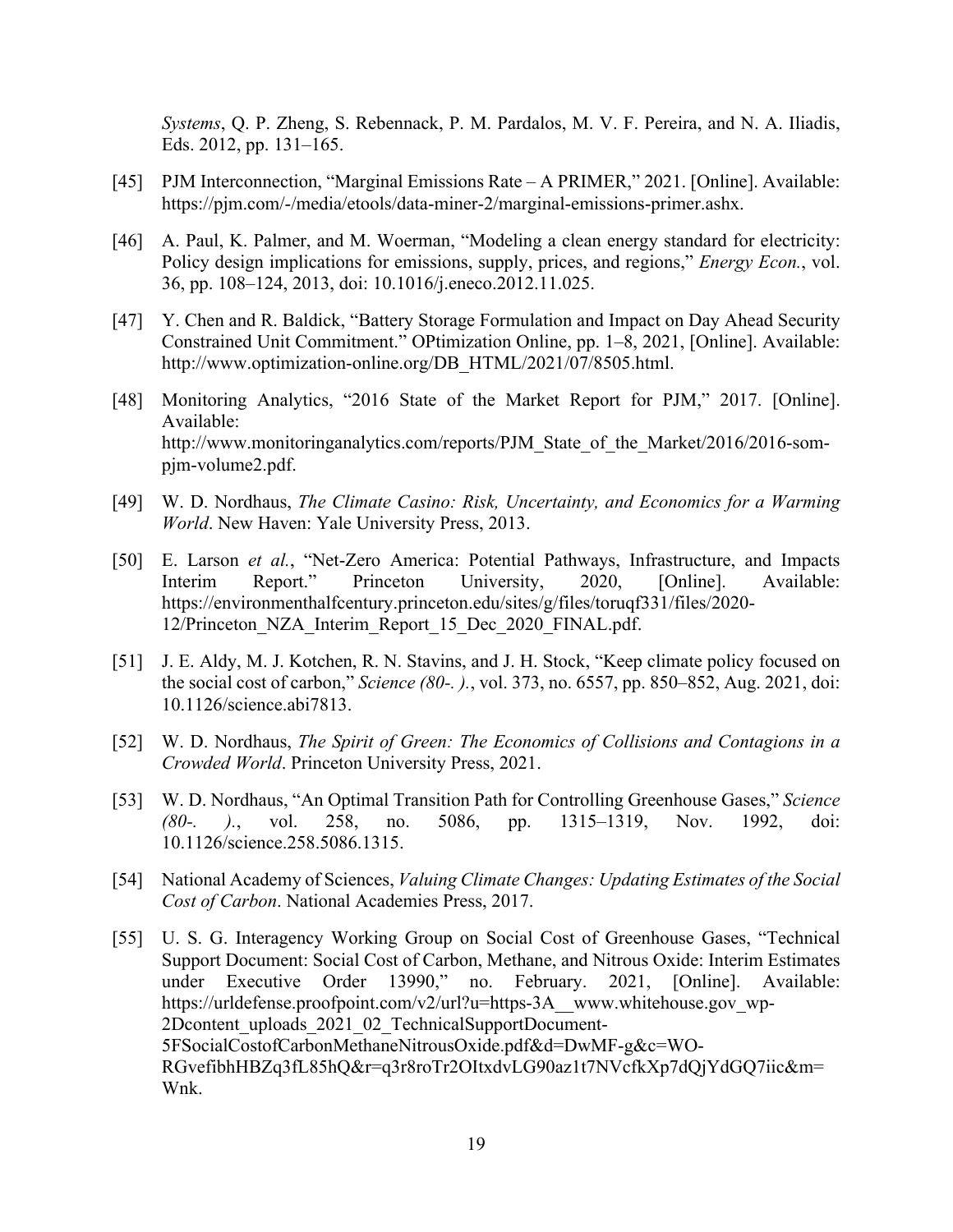*Systems*, Q. P. Zheng, S. Rebennack, P. M. Pardalos, M. V. F. Pereira, and N. A. Iliadis, Eds. 2012, pp. 131–165.

[45] PJM Interconnection, "Marginal Emissions Rate – A PRIMER," 2021. [Online]. Available: https://pjm.com/-/media/etools/data-miner-2/marginal-emissions-primer.ashx.

[46] A. Paul, K. Palmer, and M. Woerman, "Modeling a clean energy standard for electricity: Policy design implications for emissions, supply, prices, and regions," *Energy Econ.*, vol. 36, pp. 108–124, 2013, doi: 10.1016/j.eneco.2012.11.025.

[47] Y. Chen and R. Baldick, "Battery Storage Formulation and Impact on Day Ahead Security Constrained Unit Commitment." OPtimization Online, pp. 1–8, 2021, [Online]. Available: http://www.optimization-online.org/DB_HTML/2021/07/8505.html.

[48] Monitoring Analytics, "2016 State of the Market Report for PJM," 2017. [Online]. Available: http://www.monitoringanalytics.com/reports/PJM_State_of_the_Market/2016/2016-som-pjm-volume2.pdf.

[49] W. D. Nordhaus, *The Climate Casino: Risk, Uncertainty, and Economics for a Warming World*. New Haven: Yale University Press, 2013.

[50] E. Larson *et al.*, "Net-Zero America: Potential Pathways, Infrastructure, and Impacts Interim Report." Princeton University, 2020, [Online]. Available: https://environmenthalfcentury.princeton.edu/sites/g/files/toruqf331/files/2020-12/Princeton_NZA_Interim_Report_15_Dec_2020_FINAL.pdf.

[51] J. E. Aldy, M. J. Kotchen, R. N. Stavins, and J. H. Stock, "Keep climate policy focused on the social cost of carbon," *Science (80-. ).*, vol. 373, no. 6557, pp. 850–852, Aug. 2021, doi: 10.1126/science.abi7813.

[52] W. D. Nordhaus, *The Spirit of Green: The Economics of Collisions and Contagions in a Crowded World*. Princeton University Press, 2021.

[53] W. D. Nordhaus, "An Optimal Transition Path for Controlling Greenhouse Gases," *Science (80-. ).*, vol. 258, no. 5086, pp. 1315–1319, Nov. 1992, doi: 10.1126/science.258.5086.1315.

[54] National Academy of Sciences, *Valuing Climate Changes: Updating Estimates of the Social Cost of Carbon*. National Academies Press, 2017.

[55] U. S. G. Interagency Working Group on Social Cost of Greenhouse Gases, "Technical Support Document: Social Cost of Carbon, Methane, and Nitrous Oxide: Interim Estimates under Executive Order 13990," no. February. 2021, [Online]. Available: https://urldefense.proofpoint.com/v2/url?u=https-3A__www.whitehouse.gov_wp-2Dcontent_uploads_2021_02_TechnicalSupportDocument-5FSocialCostofCarbonMethaneNitrousOxide.pdf&d=DwMF-g&c=WO-RGvefibhHBZq3fL85hQ&r=q3r8roTr2OItxdvLG90az1t7NVcfkXp7dQjYdGQ7iic&m=Wnk.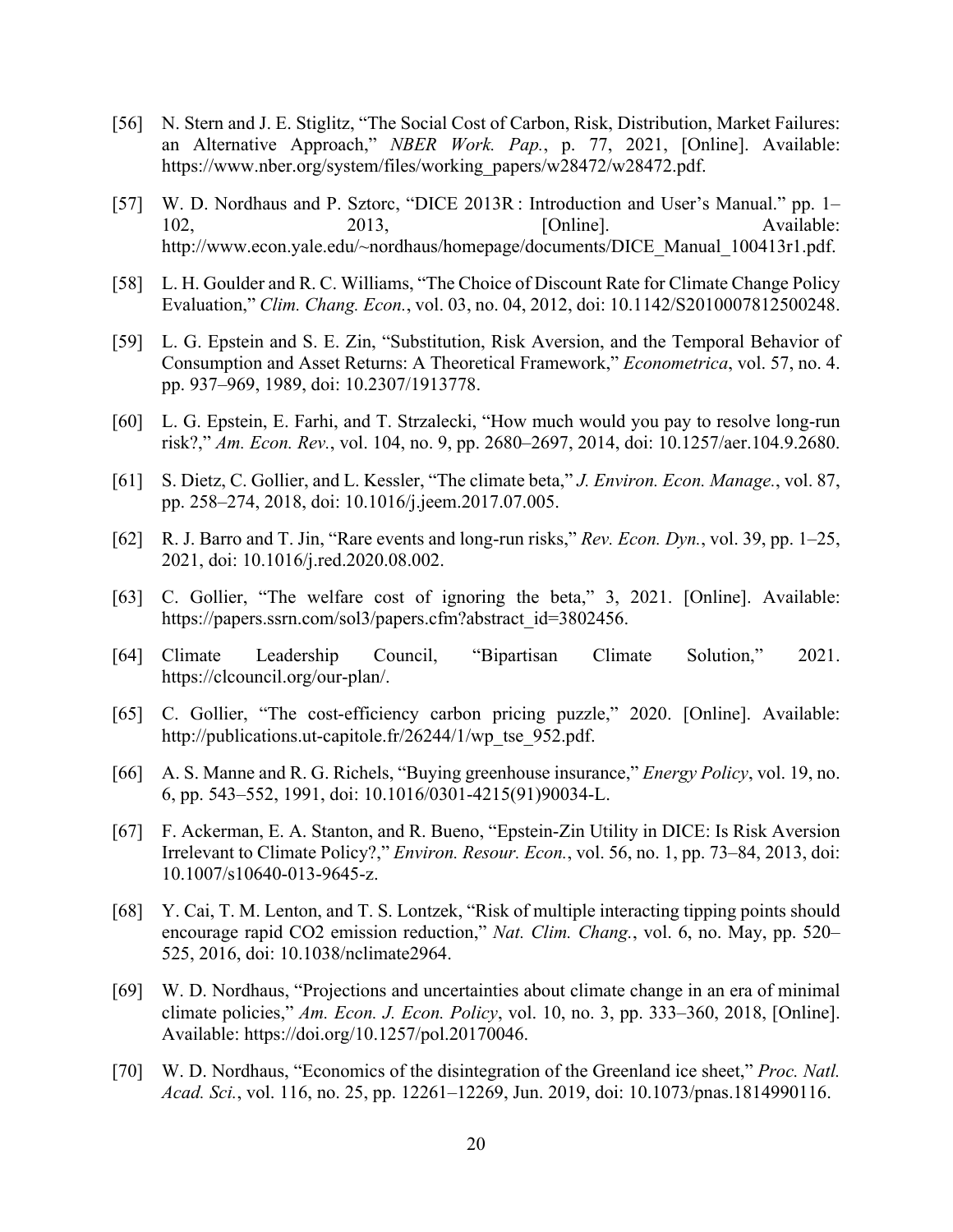[56] N. Stern and J. E. Stiglitz, "The Social Cost of Carbon, Risk, Distribution, Market Failures: an Alternative Approach," *NBER Work. Pap.*, p. 77, 2021, [Online]. Available: https://www.nber.org/system/files/working_papers/w28472/w28472.pdf.

[57] W. D. Nordhaus and P. Sztorc, "DICE 2013R : Introduction and User's Manual." pp. 1–102, 2013, [Online]. Available: http://www.econ.yale.edu/~nordhaus/homepage/documents/DICE_Manual_100413r1.pdf.

[58] L. H. Goulder and R. C. Williams, "The Choice of Discount Rate for Climate Change Policy Evaluation," *Clim. Chang. Econ.*, vol. 03, no. 04, 2012, doi: 10.1142/S2010007812500248.

[59] L. G. Epstein and S. E. Zin, "Substitution, Risk Aversion, and the Temporal Behavior of Consumption and Asset Returns: A Theoretical Framework," *Econometrica*, vol. 57, no. 4. pp. 937–969, 1989, doi: 10.2307/1913778.

[60] L. G. Epstein, E. Farhi, and T. Strzalecki, "How much would you pay to resolve long-run risk?," *Am. Econ. Rev.*, vol. 104, no. 9, pp. 2680–2697, 2014, doi: 10.1257/aer.104.9.2680.

[61] S. Dietz, C. Gollier, and L. Kessler, "The climate beta," *J. Environ. Econ. Manage.*, vol. 87, pp. 258–274, 2018, doi: 10.1016/j.jeem.2017.07.005.

[62] R. J. Barro and T. Jin, "Rare events and long-run risks," *Rev. Econ. Dyn.*, vol. 39, pp. 1–25, 2021, doi: 10.1016/j.red.2020.08.002.

[63] C. Gollier, "The welfare cost of ignoring the beta," 3, 2021. [Online]. Available: https://papers.ssrn.com/sol3/papers.cfm?abstract_id=3802456.

[64] Climate Leadership Council, "Bipartisan Climate Solution," 2021. https://clcouncil.org/our-plan/.

[65] C. Gollier, "The cost-efficiency carbon pricing puzzle," 2020. [Online]. Available: http://publications.ut-capitole.fr/26244/1/wp_tse_952.pdf.

[66] A. S. Manne and R. G. Richels, "Buying greenhouse insurance," *Energy Policy*, vol. 19, no. 6, pp. 543–552, 1991, doi: 10.1016/0301-4215(91)90034-L.

[67] F. Ackerman, E. A. Stanton, and R. Bueno, "Epstein-Zin Utility in DICE: Is Risk Aversion Irrelevant to Climate Policy?," *Environ. Resour. Econ.*, vol. 56, no. 1, pp. 73–84, 2013, doi: 10.1007/s10640-013-9645-z.

[68] Y. Cai, T. M. Lenton, and T. S. Lontzek, "Risk of multiple interacting tipping points should encourage rapid CO2 emission reduction," *Nat. Clim. Chang.*, vol. 6, no. May, pp. 520–525, 2016, doi: 10.1038/nclimate2964.

[69] W. D. Nordhaus, "Projections and uncertainties about climate change in an era of minimal climate policies," *Am. Econ. J. Econ. Policy*, vol. 10, no. 3, pp. 333–360, 2018, [Online]. Available: https://doi.org/10.1257/pol.20170046.

[70] W. D. Nordhaus, "Economics of the disintegration of the Greenland ice sheet," *Proc. Natl. Acad. Sci.*, vol. 116, no. 25, pp. 12261–12269, Jun. 2019, doi: 10.1073/pnas.1814990116.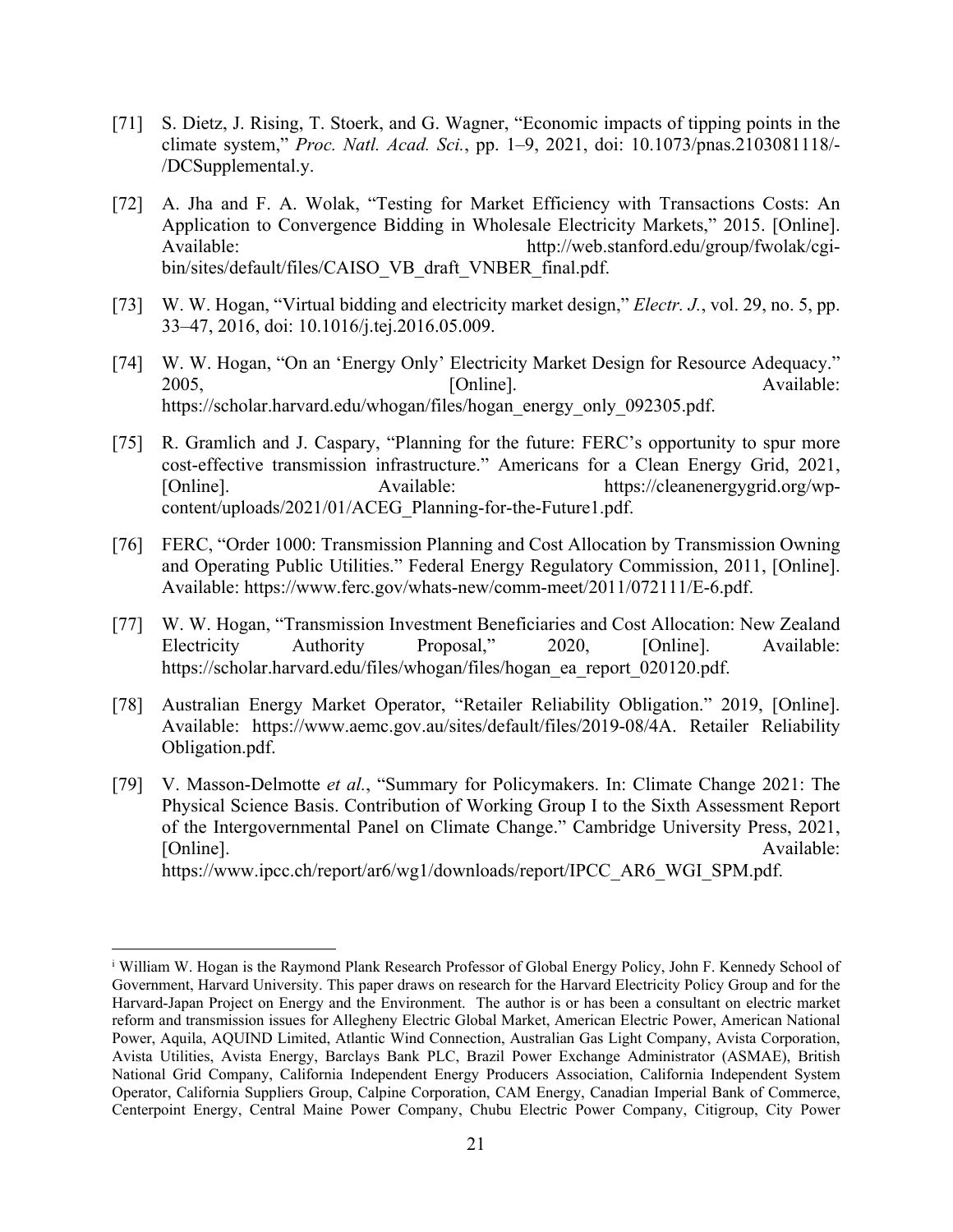[71] S. Dietz, J. Rising, T. Stoerk, and G. Wagner, "Economic impacts of tipping points in the climate system," *Proc. Natl. Acad. Sci.*, pp. 1–9, 2021, doi: 10.1073/pnas.2103081118/-/DCSupplemental.y.

[72] A. Jha and F. A. Wolak, "Testing for Market Efficiency with Transactions Costs: An Application to Convergence Bidding in Wholesale Electricity Markets," 2015. [Online]. Available: http://web.stanford.edu/group/fwolak/cgi-bin/sites/default/files/CAISO_VB_draft_VNBER_final.pdf.

[73] W. W. Hogan, "Virtual bidding and electricity market design," *Electr. J.*, vol. 29, no. 5, pp. 33–47, 2016, doi: 10.1016/j.tej.2016.05.009.

[74] W. W. Hogan, "On an 'Energy Only' Electricity Market Design for Resource Adequacy." 2005, [Online]. Available: https://scholar.harvard.edu/whogan/files/hogan_energy_only_092305.pdf.

[75] R. Gramlich and J. Caspary, "Planning for the future: FERC's opportunity to spur more cost-effective transmission infrastructure." Americans for a Clean Energy Grid, 2021, [Online]. Available: https://cleanenergygrid.org/wp-content/uploads/2021/01/ACEG_Planning-for-the-Future1.pdf.

[76] FERC, "Order 1000: Transmission Planning and Cost Allocation by Transmission Owning and Operating Public Utilities." Federal Energy Regulatory Commission, 2011, [Online]. Available: https://www.ferc.gov/whats-new/comm-meet/2011/072111/E-6.pdf.

[77] W. W. Hogan, "Transmission Investment Beneficiaries and Cost Allocation: New Zealand Electricity Authority Proposal," 2020, [Online]. Available: https://scholar.harvard.edu/files/whogan/files/hogan_ea_report_020120.pdf.

[78] Australian Energy Market Operator, "Retailer Reliability Obligation." 2019, [Online]. Available: https://www.aemc.gov.au/sites/default/files/2019-08/4A. Retailer Reliability Obligation.pdf.

[79] V. Masson-Delmotte *et al.*, "Summary for Policymakers. In: Climate Change 2021: The Physical Science Basis. Contribution of Working Group I to the Sixth Assessment Report of the Intergovernmental Panel on Climate Change." Cambridge University Press, 2021, [Online]. Available: https://www.ipcc.ch/report/ar6/wg1/downloads/report/IPCC_AR6_WGI_SPM.pdf.

---

[i] William W. Hogan is the Raymond Plank Research Professor of Global Energy Policy, John F. Kennedy School of Government, Harvard University. This paper draws on research for the Harvard Electricity Policy Group and for the Harvard-Japan Project on Energy and the Environment. The author is or has been a consultant on electric market reform and transmission issues for Allegheny Electric Global Market, American Electric Power, American National Power, Aquila, AQUIND Limited, Atlantic Wind Connection, Australian Gas Light Company, Avista Corporation, Avista Utilities, Avista Energy, Barclays Bank PLC, Brazil Power Exchange Administrator (ASMAE), British National Grid Company, California Independent Energy Producers Association, California Independent System Operator, California Suppliers Group, Calpine Corporation, CAM Energy, Canadian Imperial Bank of Commerce, Centerpoint Energy, Central Maine Power Company, Chubu Electric Power Company, Citigroup, City Power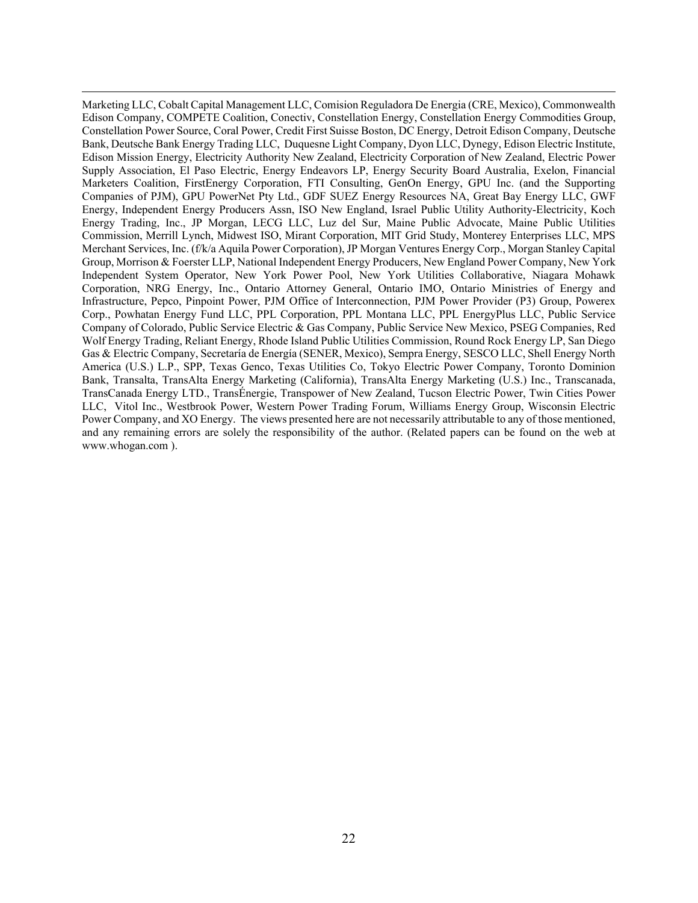Marketing LLC, Cobalt Capital Management LLC, Comision Reguladora De Energia (CRE, Mexico), Commonwealth Edison Company, COMPETE Coalition, Conectiv, Constellation Energy, Constellation Energy Commodities Group, Constellation Power Source, Coral Power, Credit First Suisse Boston, DC Energy, Detroit Edison Company, Deutsche Bank, Deutsche Bank Energy Trading LLC, Duquesne Light Company, Dyon LLC, Dynegy, Edison Electric Institute, Edison Mission Energy, Electricity Authority New Zealand, Electricity Corporation of New Zealand, Electric Power Supply Association, El Paso Electric, Energy Endeavors LP, Energy Security Board Australia, Exelon, Financial Marketers Coalition, FirstEnergy Corporation, FTI Consulting, GenOn Energy, GPU Inc. (and the Supporting Companies of PJM), GPU PowerNet Pty Ltd., GDF SUEZ Energy Resources NA, Great Bay Energy LLC, GWF Energy, Independent Energy Producers Assn, ISO New England, Israel Public Utility Authority-Electricity, Koch Energy Trading, Inc., JP Morgan, LECG LLC, Luz del Sur, Maine Public Advocate, Maine Public Utilities Commission, Merrill Lynch, Midwest ISO, Mirant Corporation, MIT Grid Study, Monterey Enterprises LLC, MPS Merchant Services, Inc. (f/k/a Aquila Power Corporation), JP Morgan Ventures Energy Corp., Morgan Stanley Capital Group, Morrison & Foerster LLP, National Independent Energy Producers, New England Power Company, New York Independent System Operator, New York Power Pool, New York Utilities Collaborative, Niagara Mohawk Corporation, NRG Energy, Inc., Ontario Attorney General, Ontario IMO, Ontario Ministries of Energy and Infrastructure, Pepco, Pinpoint Power, PJM Office of Interconnection, PJM Power Provider (P3) Group, Powerex Corp., Powhatan Energy Fund LLC, PPL Corporation, PPL Montana LLC, PPL EnergyPlus LLC, Public Service Company of Colorado, Public Service Electric & Gas Company, Public Service New Mexico, PSEG Companies, Red Wolf Energy Trading, Reliant Energy, Rhode Island Public Utilities Commission, Round Rock Energy LP, San Diego Gas & Electric Company, Secretaría de Energía (SENER, Mexico), Sempra Energy, SESCO LLC, Shell Energy North America (U.S.) L.P., SPP, Texas Genco, Texas Utilities Co, Tokyo Electric Power Company, Toronto Dominion Bank, Transalta, TransAlta Energy Marketing (California), TransAlta Energy Marketing (U.S.) Inc., Transcanada, TransCanada Energy LTD., TransÉnergie, Transpower of New Zealand, Tucson Electric Power, Twin Cities Power LLC, Vitol Inc., Westbrook Power, Western Power Trading Forum, Williams Energy Group, Wisconsin Electric Power Company, and XO Energy. The views presented here are not necessarily attributable to any of those mentioned, and any remaining errors are solely the responsibility of the author. (Related papers can be found on the web at www.whogan.com ).